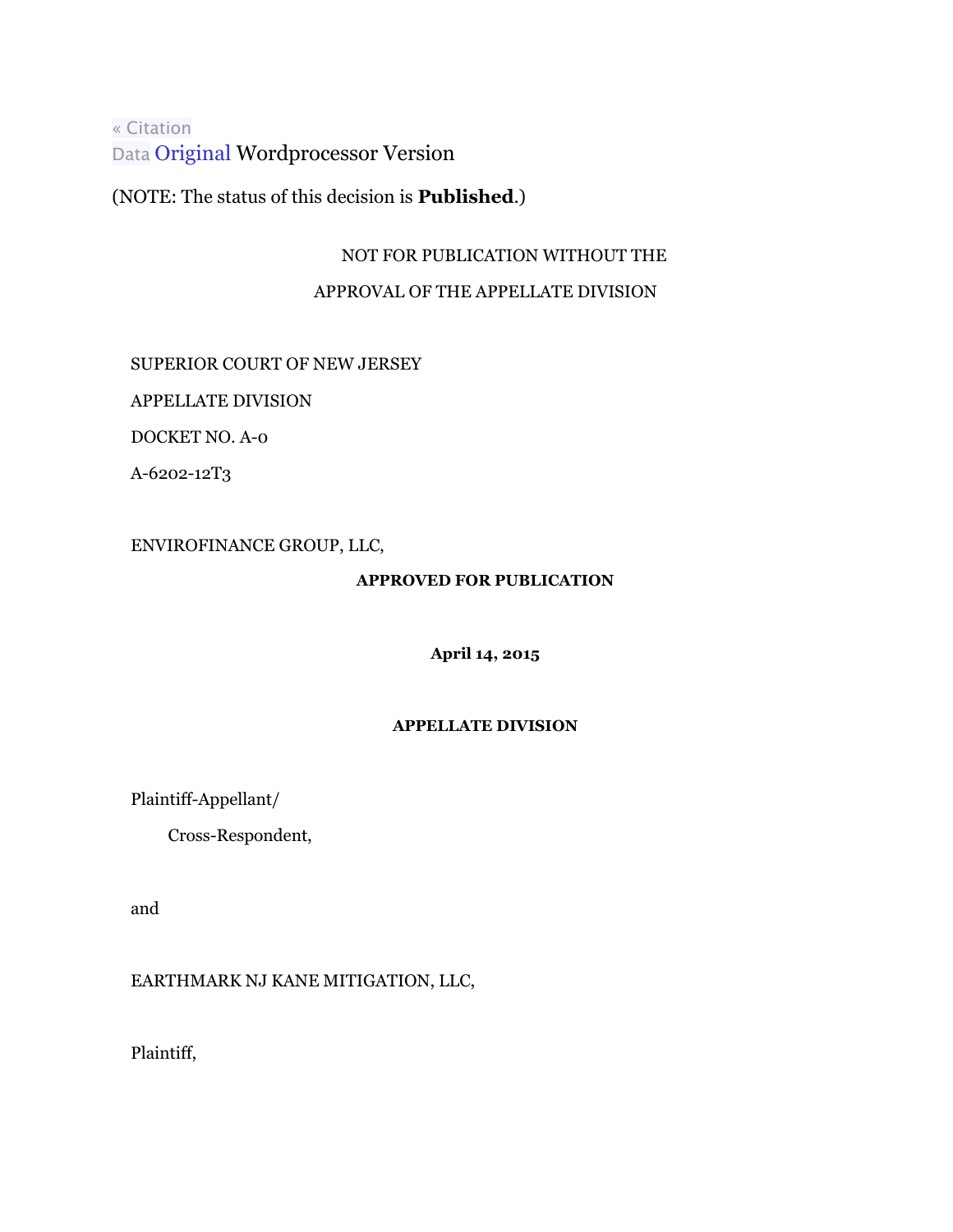« Citation

Data Original Wordprocessor Version

(NOTE: The status of this decision is **Published**.)

NOT FOR PUBLICATION WITHOUT THE

APPROVAL OF THE APPELLATE DIVISION

SUPERIOR COURT OF NEW JERSEY

APPELLATE DIVISION

DOCKET NO. A-0

A-6202-12T3

ENVIROFINANCE GROUP, LLC,

**APPROVED FOR PUBLICATION**

**April 14, 2015**

**APPELLATE DIVISION**

Plaintiff-Appellant/

Cross-Respondent,

and

EARTHMARK NJ KANE MITIGATION, LLC,

Plaintiff,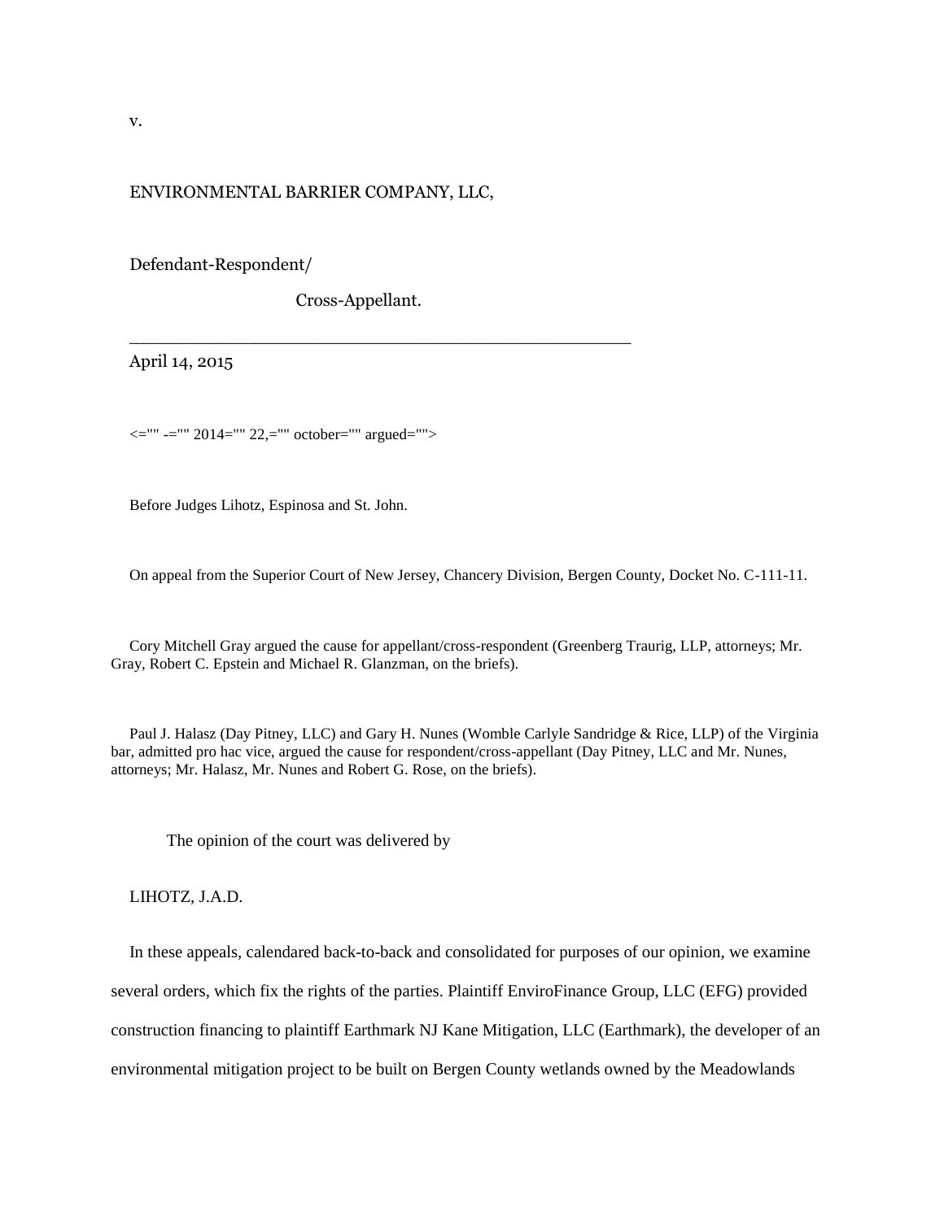v.

ENVIRONMENTAL BARRIER COMPANY, LLC,

Defendant-Respondent/

Cross-Appellant.

\_\_\_\_\_\_\_\_\_\_\_\_\_\_\_\_\_\_\_\_\_\_\_\_\_\_\_\_\_\_\_\_\_\_\_\_\_\_\_\_\_\_\_\_\_\_\_\_\_\_

April 14, 2015

<="" -="" 2014="" 22,="" october="" argued="">

Before Judges Lihotz, Espinosa and St. John.

On appeal from the Superior Court of New Jersey, Chancery Division, Bergen County, Docket No. C-111-11.

Cory Mitchell Gray argued the cause for appellant/cross-respondent (Greenberg Traurig, LLP, attorneys; Mr. Gray, Robert C. Epstein and Michael R. Glanzman, on the briefs).

Paul J. Halasz (Day Pitney, LLC) and Gary H. Nunes (Womble Carlyle Sandridge & Rice, LLP) of the Virginia bar, admitted pro hac vice, argued the cause for respondent/cross-appellant (Day Pitney, LLC and Mr. Nunes, attorneys; Mr. Halasz, Mr. Nunes and Robert G. Rose, on the briefs).

The opinion of the court was delivered by

LIHOTZ, J.A.D.

In these appeals, calendared back-to-back and consolidated for purposes of our opinion, we examine several orders, which fix the rights of the parties. Plaintiff EnviroFinance Group, LLC (EFG) provided construction financing to plaintiff Earthmark NJ Kane Mitigation, LLC (Earthmark), the developer of an environmental mitigation project to be built on Bergen County wetlands owned by the Meadowlands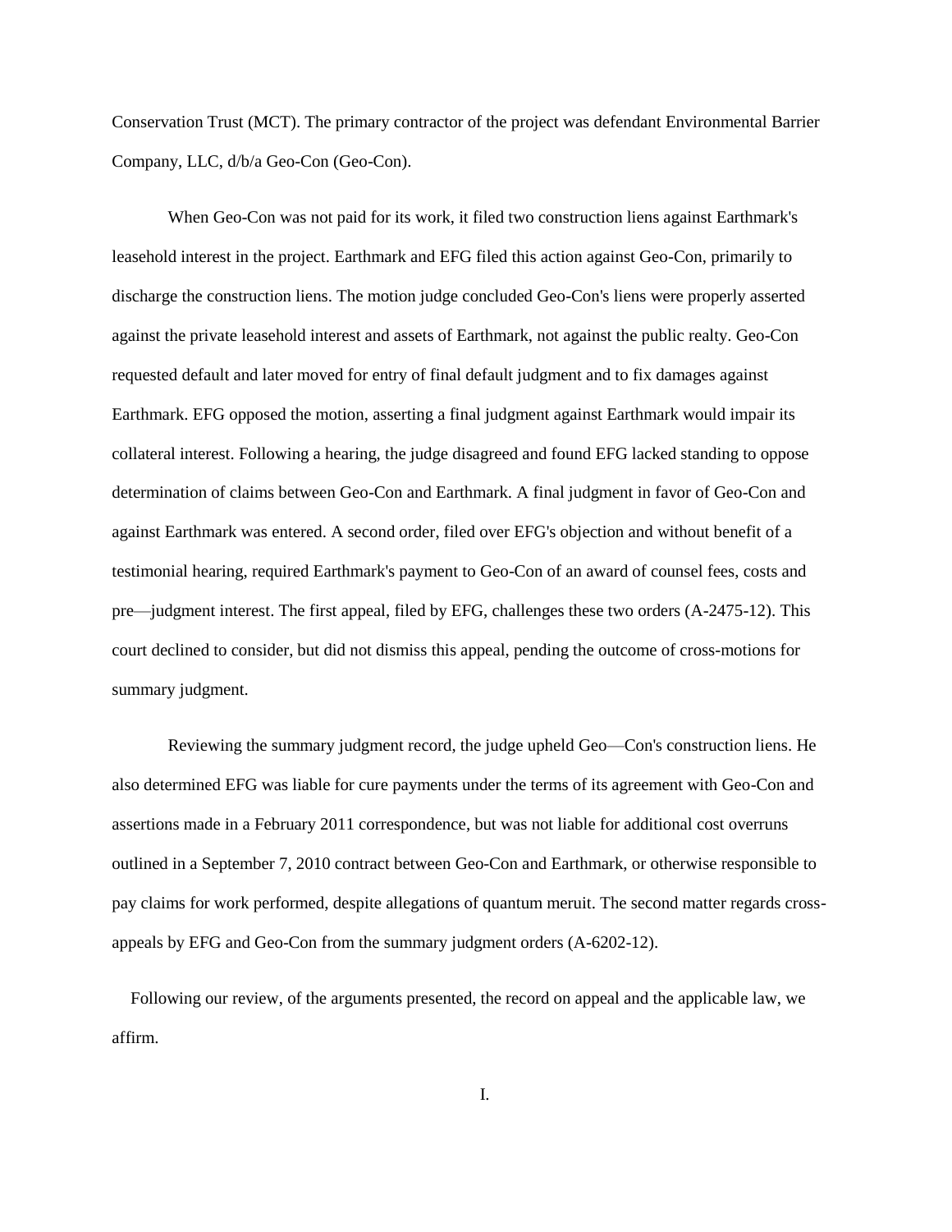Conservation Trust (MCT). The primary contractor of the project was defendant Environmental Barrier Company, LLC, d/b/a Geo-Con (Geo-Con).

When Geo-Con was not paid for its work, it filed two construction liens against Earthmark's leasehold interest in the project. Earthmark and EFG filed this action against Geo-Con, primarily to discharge the construction liens. The motion judge concluded Geo-Con's liens were properly asserted against the private leasehold interest and assets of Earthmark, not against the public realty. Geo-Con requested default and later moved for entry of final default judgment and to fix damages against Earthmark. EFG opposed the motion, asserting a final judgment against Earthmark would impair its collateral interest. Following a hearing, the judge disagreed and found EFG lacked standing to oppose determination of claims between Geo-Con and Earthmark. A final judgment in favor of Geo-Con and against Earthmark was entered. A second order, filed over EFG's objection and without benefit of a testimonial hearing, required Earthmark's payment to Geo-Con of an award of counsel fees, costs and pre—judgment interest. The first appeal, filed by EFG, challenges these two orders (A-2475-12). This court declined to consider, but did not dismiss this appeal, pending the outcome of cross-motions for summary judgment.

Reviewing the summary judgment record, the judge upheld Geo—Con's construction liens. He also determined EFG was liable for cure payments under the terms of its agreement with Geo-Con and assertions made in a February 2011 correspondence, but was not liable for additional cost overruns outlined in a September 7, 2010 contract between Geo-Con and Earthmark, or otherwise responsible to pay claims for work performed, despite allegations of quantum meruit. The second matter regards cross-appeals by EFG and Geo-Con from the summary judgment orders (A-6202-12).

Following our review, of the arguments presented, the record on appeal and the applicable law, we affirm.

I.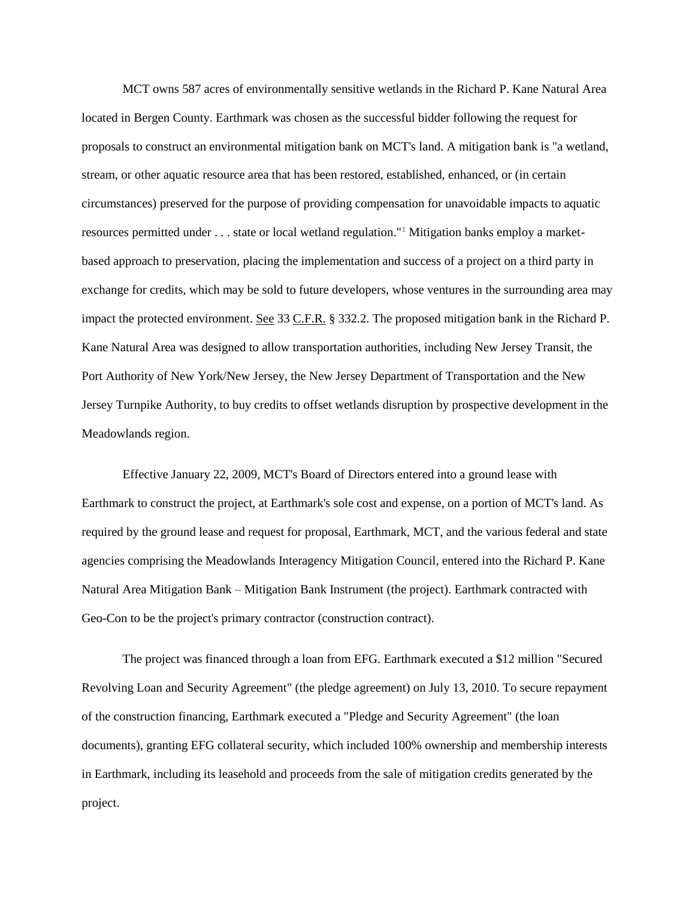MCT owns 587 acres of environmentally sensitive wetlands in the Richard P. Kane Natural Area located in Bergen County. Earthmark was chosen as the successful bidder following the request for proposals to construct an environmental mitigation bank on MCT's land. A mitigation bank is "a wetland, stream, or other aquatic resource area that has been restored, established, enhanced, or (in certain circumstances) preserved for the purpose of providing compensation for unavoidable impacts to aquatic resources permitted under . . . state or local wetland regulation."[1] Mitigation banks employ a market-based approach to preservation, placing the implementation and success of a project on a third party in exchange for credits, which may be sold to future developers, whose ventures in the surrounding area may impact the protected environment. See 33 C.F.R. § 332.2. The proposed mitigation bank in the Richard P. Kane Natural Area was designed to allow transportation authorities, including New Jersey Transit, the Port Authority of New York/New Jersey, the New Jersey Department of Transportation and the New Jersey Turnpike Authority, to buy credits to offset wetlands disruption by prospective development in the Meadowlands region.

Effective January 22, 2009, MCT's Board of Directors entered into a ground lease with Earthmark to construct the project, at Earthmark's sole cost and expense, on a portion of MCT's land. As required by the ground lease and request for proposal, Earthmark, MCT, and the various federal and state agencies comprising the Meadowlands Interagency Mitigation Council, entered into the Richard P. Kane Natural Area Mitigation Bank – Mitigation Bank Instrument (the project). Earthmark contracted with Geo-Con to be the project's primary contractor (construction contract).

The project was financed through a loan from EFG. Earthmark executed a $12 million "Secured Revolving Loan and Security Agreement" (the pledge agreement) on July 13, 2010. To secure repayment of the construction financing, Earthmark executed a "Pledge and Security Agreement" (the loan documents), granting EFG collateral security, which included 100% ownership and membership interests in Earthmark, including its leasehold and proceeds from the sale of mitigation credits generated by the project.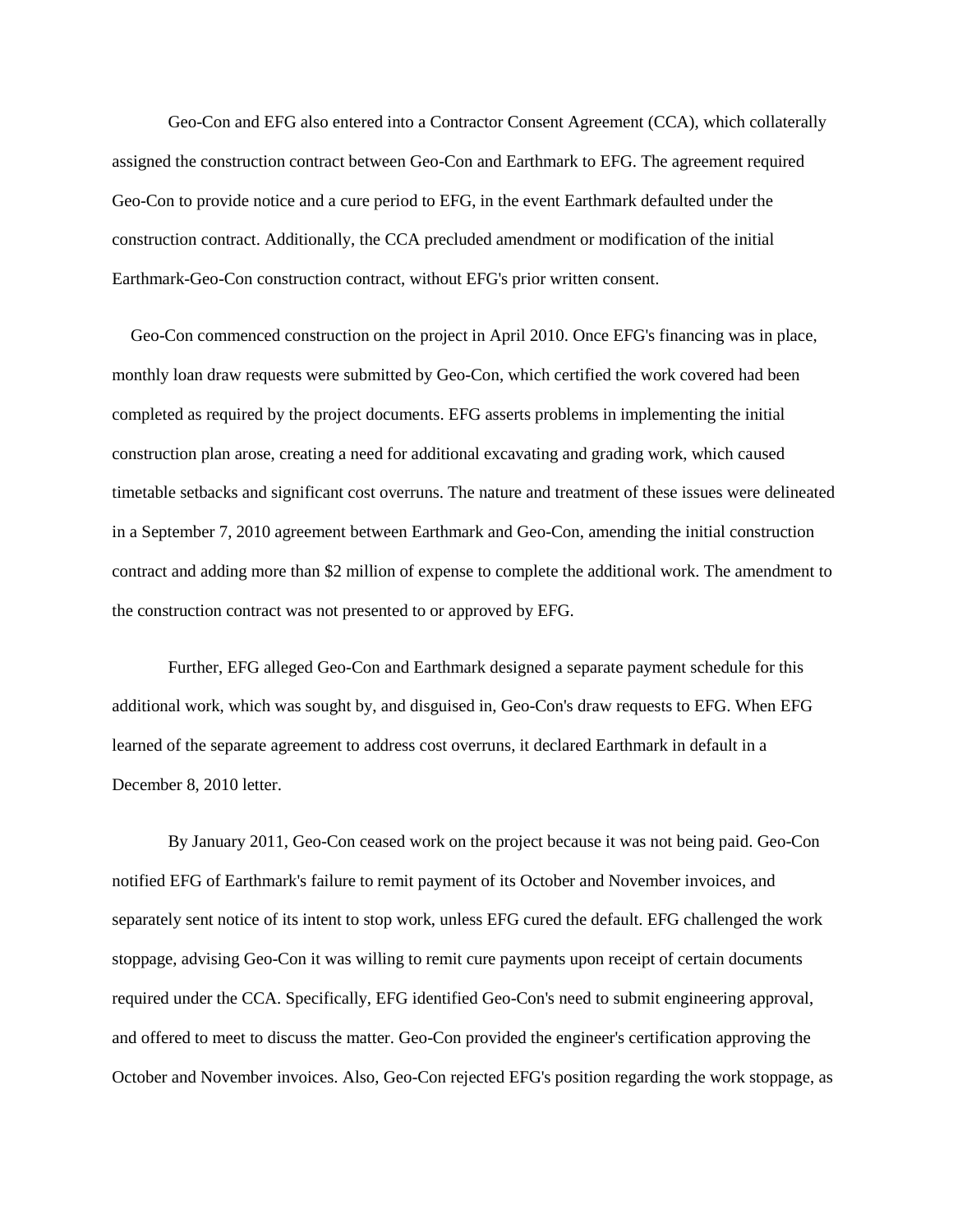Geo-Con and EFG also entered into a Contractor Consent Agreement (CCA), which collaterally assigned the construction contract between Geo-Con and Earthmark to EFG. The agreement required Geo-Con to provide notice and a cure period to EFG, in the event Earthmark defaulted under the construction contract. Additionally, the CCA precluded amendment or modification of the initial Earthmark-Geo-Con construction contract, without EFG's prior written consent.

Geo-Con commenced construction on the project in April 2010. Once EFG's financing was in place, monthly loan draw requests were submitted by Geo-Con, which certified the work covered had been completed as required by the project documents. EFG asserts problems in implementing the initial construction plan arose, creating a need for additional excavating and grading work, which caused timetable setbacks and significant cost overruns. The nature and treatment of these issues were delineated in a September 7, 2010 agreement between Earthmark and Geo-Con, amending the initial construction contract and adding more than $2 million of expense to complete the additional work. The amendment to the construction contract was not presented to or approved by EFG.

Further, EFG alleged Geo-Con and Earthmark designed a separate payment schedule for this additional work, which was sought by, and disguised in, Geo-Con's draw requests to EFG. When EFG learned of the separate agreement to address cost overruns, it declared Earthmark in default in a December 8, 2010 letter.

By January 2011, Geo-Con ceased work on the project because it was not being paid. Geo-Con notified EFG of Earthmark's failure to remit payment of its October and November invoices, and separately sent notice of its intent to stop work, unless EFG cured the default. EFG challenged the work stoppage, advising Geo-Con it was willing to remit cure payments upon receipt of certain documents required under the CCA. Specifically, EFG identified Geo-Con's need to submit engineering approval, and offered to meet to discuss the matter. Geo-Con provided the engineer's certification approving the October and November invoices. Also, Geo-Con rejected EFG's position regarding the work stoppage, as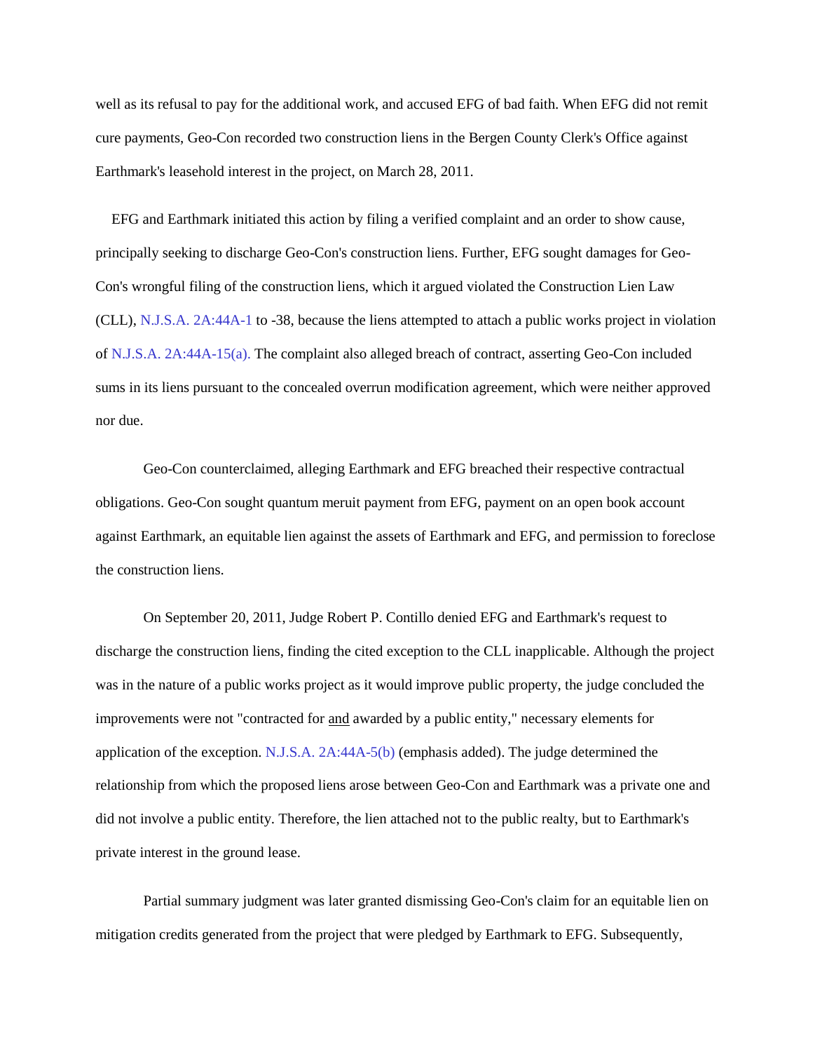well as its refusal to pay for the additional work, and accused EFG of bad faith. When EFG did not remit cure payments, Geo-Con recorded two construction liens in the Bergen County Clerk's Office against Earthmark's leasehold interest in the project, on March 28, 2011.

EFG and Earthmark initiated this action by filing a verified complaint and an order to show cause, principally seeking to discharge Geo-Con's construction liens. Further, EFG sought damages for Geo-Con's wrongful filing of the construction liens, which it argued violated the Construction Lien Law (CLL), N.J.S.A. 2A:44A-1 to -38, because the liens attempted to attach a public works project in violation of N.J.S.A. 2A:44A-15(a). The complaint also alleged breach of contract, asserting Geo-Con included sums in its liens pursuant to the concealed overrun modification agreement, which were neither approved nor due.

Geo-Con counterclaimed, alleging Earthmark and EFG breached their respective contractual obligations. Geo-Con sought quantum meruit payment from EFG, payment on an open book account against Earthmark, an equitable lien against the assets of Earthmark and EFG, and permission to foreclose the construction liens.

On September 20, 2011, Judge Robert P. Contillo denied EFG and Earthmark's request to discharge the construction liens, finding the cited exception to the CLL inapplicable. Although the project was in the nature of a public works project as it would improve public property, the judge concluded the improvements were not "contracted for <u>and</u> awarded by a public entity," necessary elements for application of the exception. N.J.S.A. 2A:44A-5(b) (emphasis added). The judge determined the relationship from which the proposed liens arose between Geo-Con and Earthmark was a private one and did not involve a public entity. Therefore, the lien attached not to the public realty, but to Earthmark's private interest in the ground lease.

Partial summary judgment was later granted dismissing Geo-Con's claim for an equitable lien on mitigation credits generated from the project that were pledged by Earthmark to EFG. Subsequently,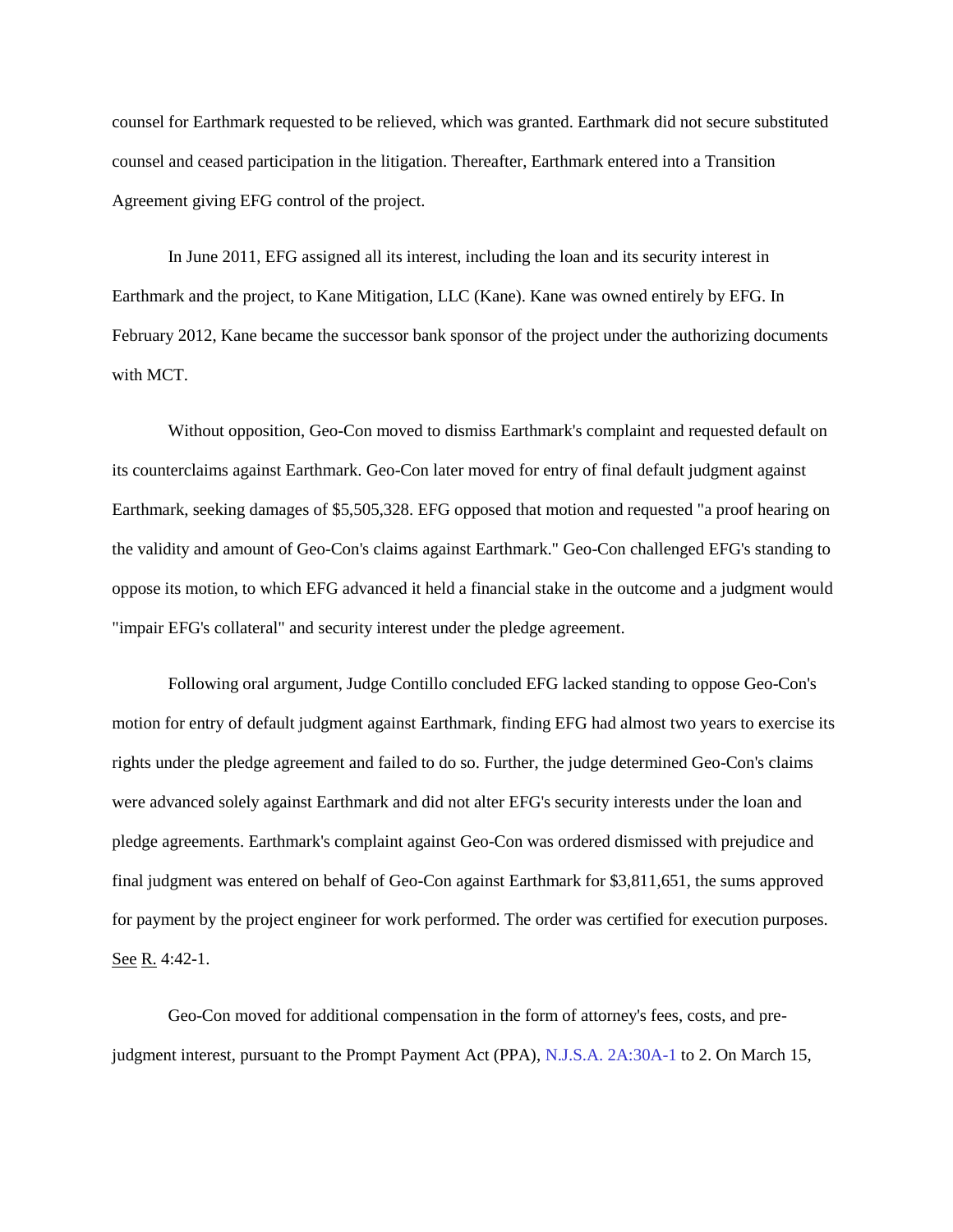counsel for Earthmark requested to be relieved, which was granted. Earthmark did not secure substituted counsel and ceased participation in the litigation. Thereafter, Earthmark entered into a Transition Agreement giving EFG control of the project.

In June 2011, EFG assigned all its interest, including the loan and its security interest in Earthmark and the project, to Kane Mitigation, LLC (Kane). Kane was owned entirely by EFG. In February 2012, Kane became the successor bank sponsor of the project under the authorizing documents with MCT.

Without opposition, Geo-Con moved to dismiss Earthmark's complaint and requested default on its counterclaims against Earthmark. Geo-Con later moved for entry of final default judgment against Earthmark, seeking damages of $5,505,328. EFG opposed that motion and requested "a proof hearing on the validity and amount of Geo-Con's claims against Earthmark." Geo-Con challenged EFG's standing to oppose its motion, to which EFG advanced it held a financial stake in the outcome and a judgment would "impair EFG's collateral" and security interest under the pledge agreement.

Following oral argument, Judge Contillo concluded EFG lacked standing to oppose Geo-Con's motion for entry of default judgment against Earthmark, finding EFG had almost two years to exercise its rights under the pledge agreement and failed to do so. Further, the judge determined Geo-Con's claims were advanced solely against Earthmark and did not alter EFG's security interests under the loan and pledge agreements. Earthmark's complaint against Geo-Con was ordered dismissed with prejudice and final judgment was entered on behalf of Geo-Con against Earthmark for $3,811,651, the sums approved for payment by the project engineer for work performed. The order was certified for execution purposes. See R. 4:42-1.

Geo-Con moved for additional compensation in the form of attorney's fees, costs, and pre-judgment interest, pursuant to the Prompt Payment Act (PPA), N.J.S.A. 2A:30A-1 to 2. On March 15,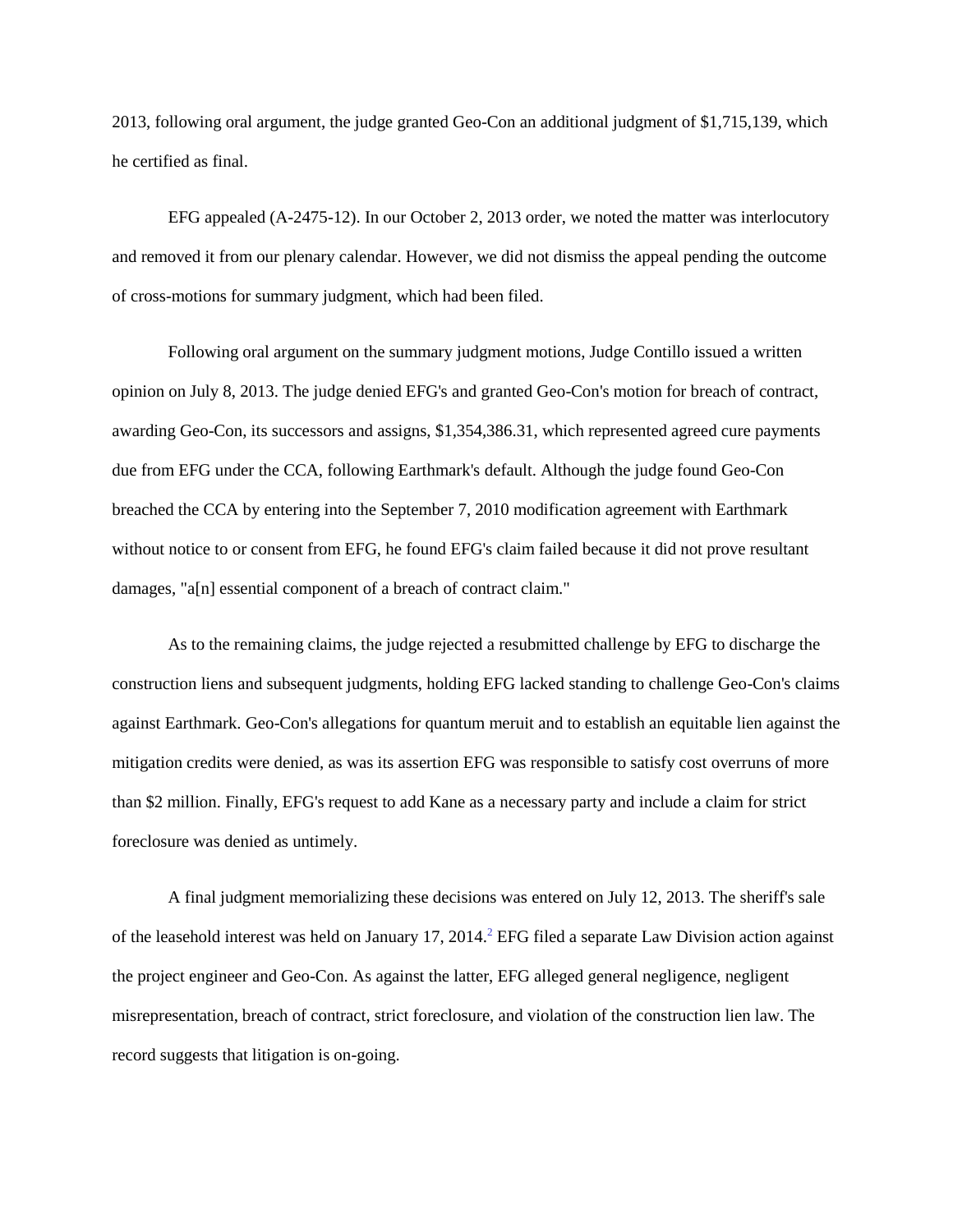2013, following oral argument, the judge granted Geo-Con an additional judgment of $1,715,139, which he certified as final.

EFG appealed (A-2475-12). In our October 2, 2013 order, we noted the matter was interlocutory and removed it from our plenary calendar. However, we did not dismiss the appeal pending the outcome of cross-motions for summary judgment, which had been filed.

Following oral argument on the summary judgment motions, Judge Contillo issued a written opinion on July 8, 2013. The judge denied EFG's and granted Geo-Con's motion for breach of contract, awarding Geo-Con, its successors and assigns, $1,354,386.31, which represented agreed cure payments due from EFG under the CCA, following Earthmark's default. Although the judge found Geo-Con breached the CCA by entering into the September 7, 2010 modification agreement with Earthmark without notice to or consent from EFG, he found EFG's claim failed because it did not prove resultant damages, "a[n] essential component of a breach of contract claim."

As to the remaining claims, the judge rejected a resubmitted challenge by EFG to discharge the construction liens and subsequent judgments, holding EFG lacked standing to challenge Geo-Con's claims against Earthmark. Geo-Con's allegations for quantum meruit and to establish an equitable lien against the mitigation credits were denied, as was its assertion EFG was responsible to satisfy cost overruns of more than $2 million. Finally, EFG's request to add Kane as a necessary party and include a claim for strict foreclosure was denied as untimely.

A final judgment memorializing these decisions was entered on July 12, 2013. The sheriff's sale of the leasehold interest was held on January 17, 2014.[2] EFG filed a separate Law Division action against the project engineer and Geo-Con. As against the latter, EFG alleged general negligence, negligent misrepresentation, breach of contract, strict foreclosure, and violation of the construction lien law. The record suggests that litigation is on-going.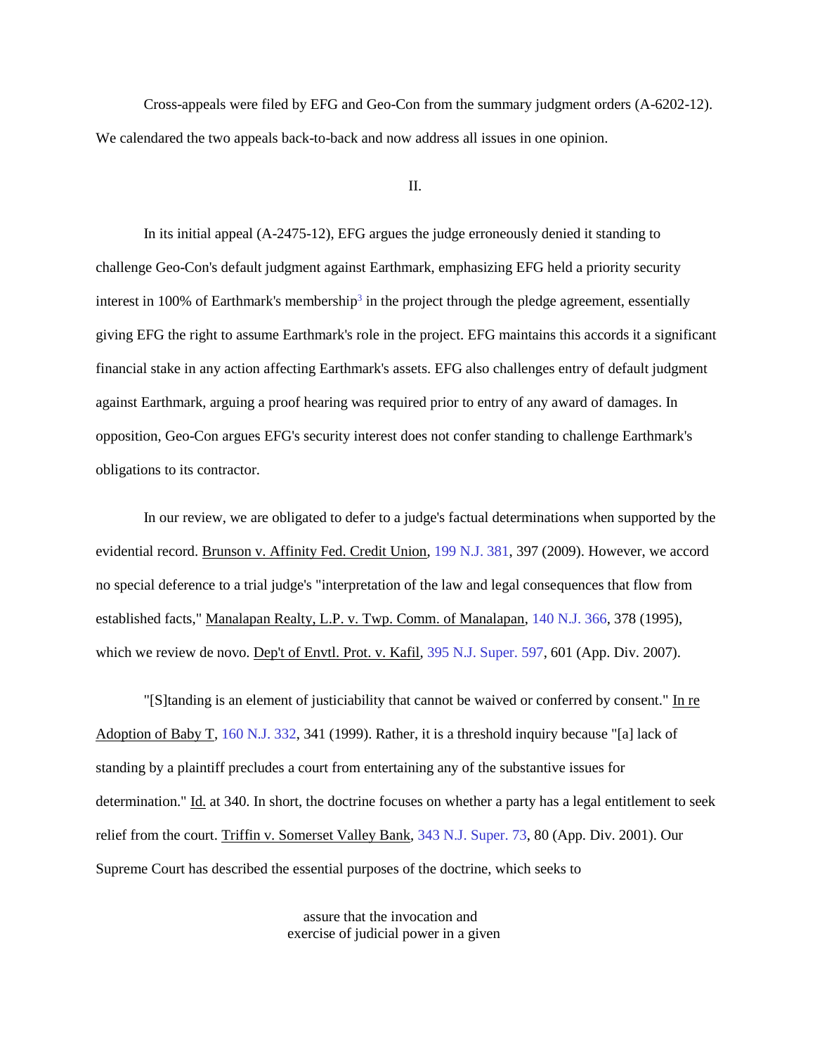Cross-appeals were filed by EFG and Geo-Con from the summary judgment orders (A-6202-12). We calendared the two appeals back-to-back and now address all issues in one opinion.

## II.

In its initial appeal (A-2475-12), EFG argues the judge erroneously denied it standing to challenge Geo-Con's default judgment against Earthmark, emphasizing EFG held a priority security interest in 100% of Earthmark's membership[3] in the project through the pledge agreement, essentially giving EFG the right to assume Earthmark's role in the project. EFG maintains this accords it a significant financial stake in any action affecting Earthmark's assets. EFG also challenges entry of default judgment against Earthmark, arguing a proof hearing was required prior to entry of any award of damages. In opposition, Geo-Con argues EFG's security interest does not confer standing to challenge Earthmark's obligations to its contractor.

In our review, we are obligated to defer to a judge's factual determinations when supported by the evidential record. Brunson v. Affinity Fed. Credit Union, 199 N.J. 381, 397 (2009). However, we accord no special deference to a trial judge's "interpretation of the law and legal consequences that flow from established facts," Manalapan Realty, L.P. v. Twp. Comm. of Manalapan, 140 N.J. 366, 378 (1995), which we review de novo. Dep't of Envtl. Prot. v. Kafil, 395 N.J. Super. 597, 601 (App. Div. 2007).

"[S]tanding is an element of justiciability that cannot be waived or conferred by consent." In re Adoption of Baby T, 160 N.J. 332, 341 (1999). Rather, it is a threshold inquiry because "[a] lack of standing by a plaintiff precludes a court from entertaining any of the substantive issues for determination." Id. at 340. In short, the doctrine focuses on whether a party has a legal entitlement to seek relief from the court. Triffin v. Somerset Valley Bank, 343 N.J. Super. 73, 80 (App. Div. 2001). Our Supreme Court has described the essential purposes of the doctrine, which seeks to

> assure that the invocation and exercise of judicial power in a given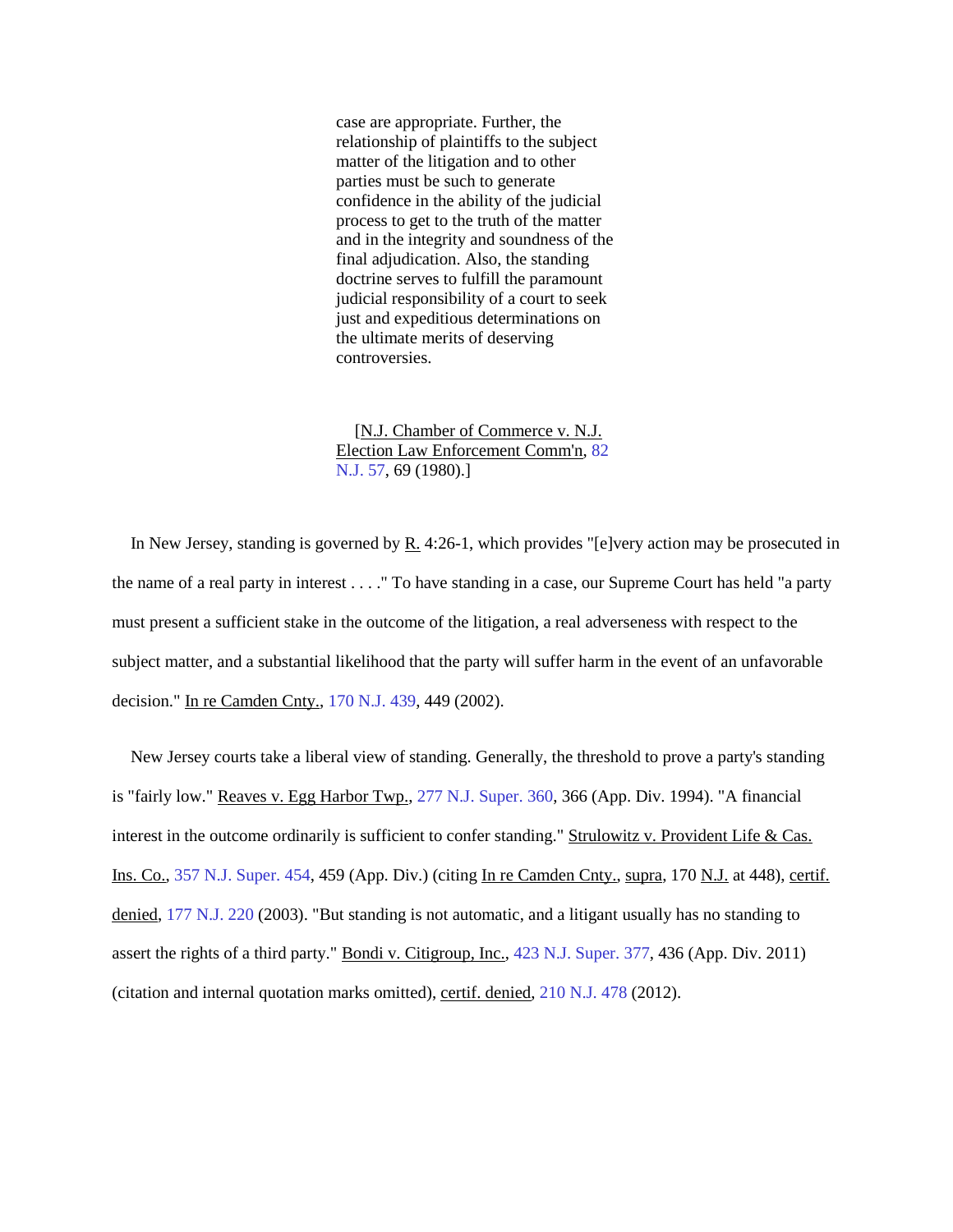> case are appropriate. Further, the relationship of plaintiffs to the subject matter of the litigation and to other parties must be such to generate confidence in the ability of the judicial process to get to the truth of the matter and in the integrity and soundness of the final adjudication. Also, the standing doctrine serves to fulfill the paramount judicial responsibility of a court to seek just and expeditious determinations on the ultimate merits of deserving controversies.
>
> [N.J. Chamber of Commerce v. N.J. Election Law Enforcement Comm'n, 82 N.J. 57, 69 (1980).]

In New Jersey, standing is governed by R. 4:26-1, which provides "[e]very action may be prosecuted in the name of a real party in interest . . . ." To have standing in a case, our Supreme Court has held "a party must present a sufficient stake in the outcome of the litigation, a real adverseness with respect to the subject matter, and a substantial likelihood that the party will suffer harm in the event of an unfavorable decision." In re Camden Cnty., 170 N.J. 439, 449 (2002).

New Jersey courts take a liberal view of standing. Generally, the threshold to prove a party's standing is "fairly low." Reaves v. Egg Harbor Twp., 277 N.J. Super. 360, 366 (App. Div. 1994). "A financial interest in the outcome ordinarily is sufficient to confer standing." Strulowitz v. Provident Life & Cas. Ins. Co., 357 N.J. Super. 454, 459 (App. Div.) (citing In re Camden Cnty., supra, 170 N.J. at 448), certif. denied, 177 N.J. 220 (2003). "But standing is not automatic, and a litigant usually has no standing to assert the rights of a third party." Bondi v. Citigroup, Inc., 423 N.J. Super. 377, 436 (App. Div. 2011) (citation and internal quotation marks omitted), certif. denied, 210 N.J. 478 (2012).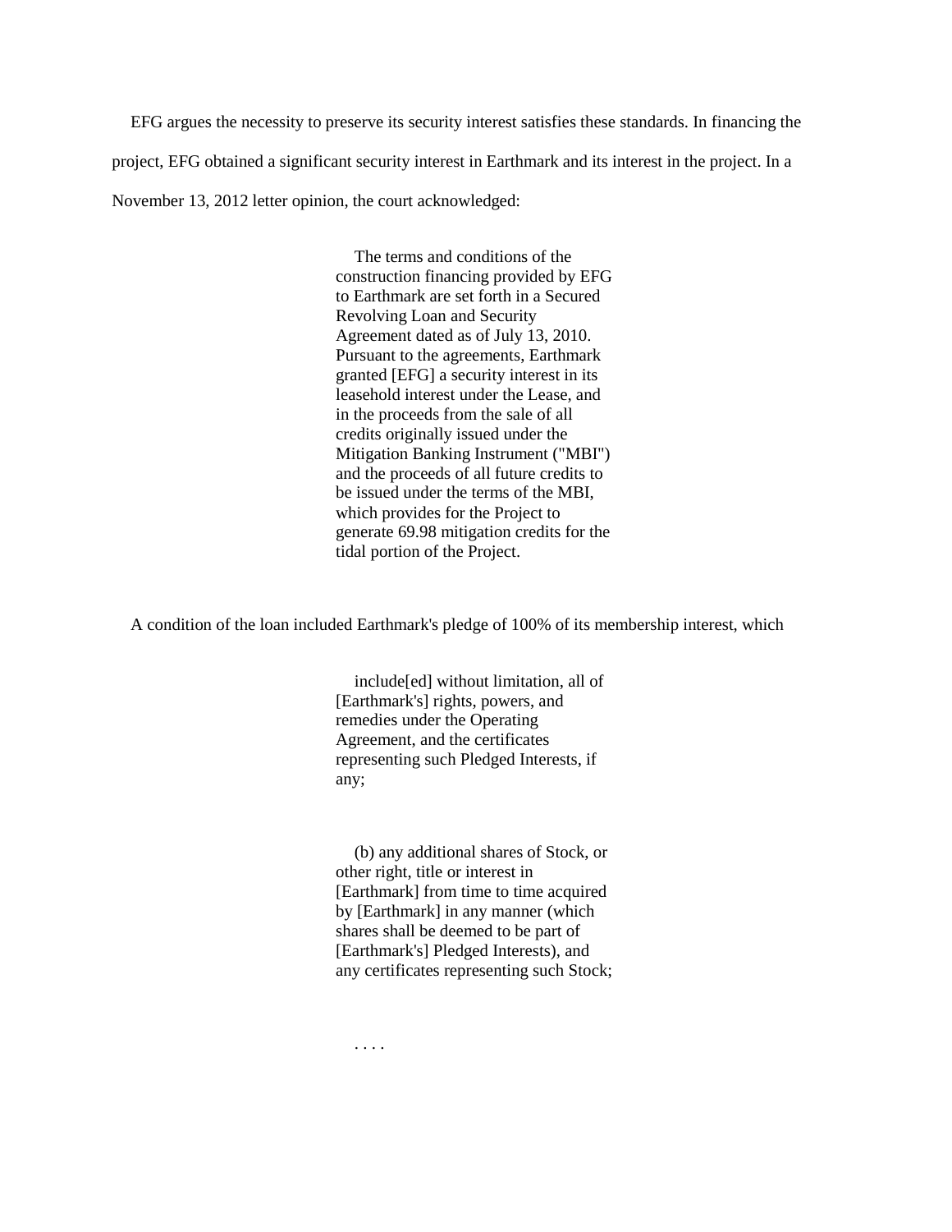EFG argues the necessity to preserve its security interest satisfies these standards. In financing the project, EFG obtained a significant security interest in Earthmark and its interest in the project. In a November 13, 2012 letter opinion, the court acknowledged:

> The terms and conditions of the construction financing provided by EFG to Earthmark are set forth in a Secured Revolving Loan and Security Agreement dated as of July 13, 2010. Pursuant to the agreements, Earthmark granted [EFG] a security interest in its leasehold interest under the Lease, and in the proceeds from the sale of all credits originally issued under the Mitigation Banking Instrument ("MBI") and the proceeds of all future credits to be issued under the terms of the MBI, which provides for the Project to generate 69.98 mitigation credits for the tidal portion of the Project.

A condition of the loan included Earthmark's pledge of 100% of its membership interest, which

> include[ed] without limitation, all of [Earthmark's] rights, powers, and remedies under the Operating Agreement, and the certificates representing such Pledged Interests, if any;
>
> (b) any additional shares of Stock, or other right, title or interest in [Earthmark] from time to time acquired by [Earthmark] in any manner (which shares shall be deemed to be part of [Earthmark's] Pledged Interests), and any certificates representing such Stock;
>
> . . . .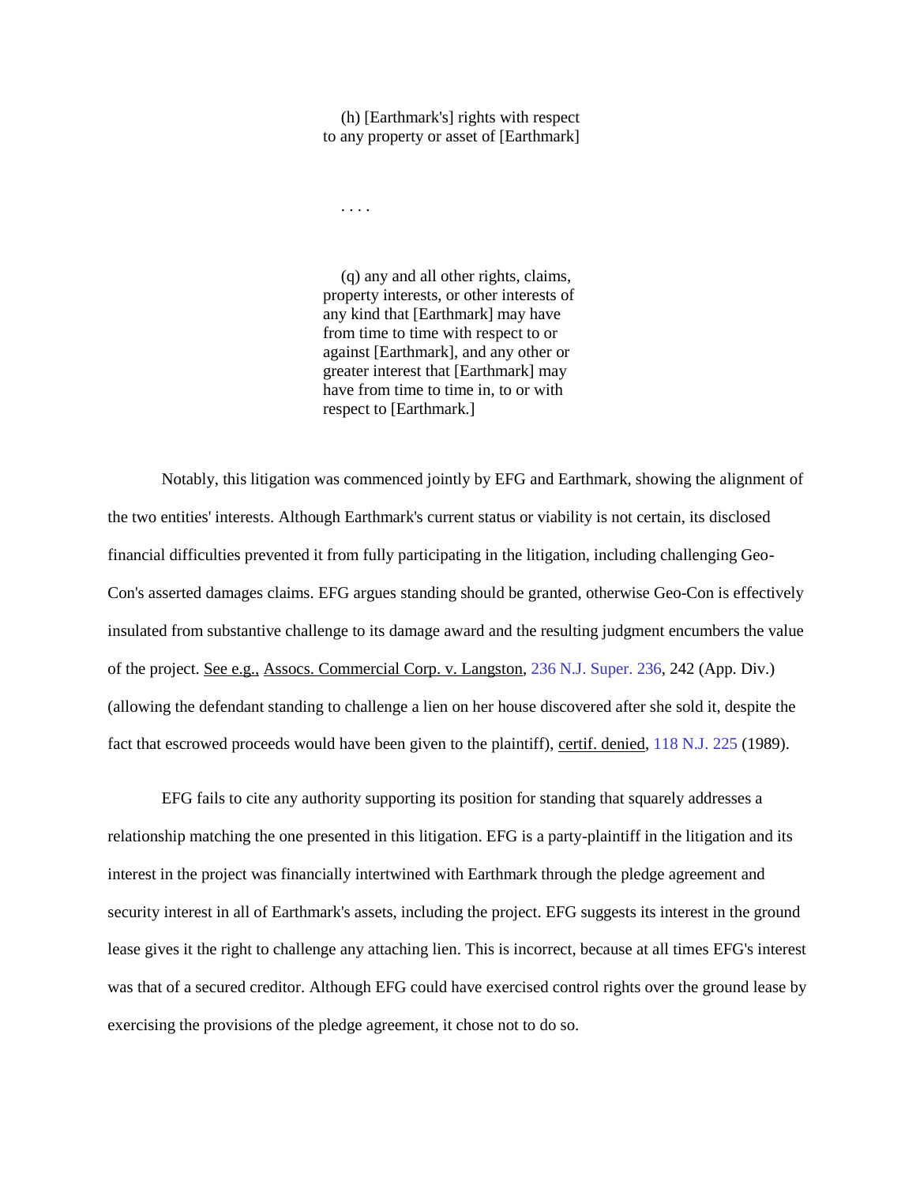> (h) [Earthmark's] rights with respect to any property or asset of [Earthmark]
>
> . . . .
>
> (q) any and all other rights, claims, property interests, or other interests of any kind that [Earthmark] may have from time to time with respect to or against [Earthmark], and any other or greater interest that [Earthmark] may have from time to time in, to or with respect to [Earthmark.]

Notably, this litigation was commenced jointly by EFG and Earthmark, showing the alignment of the two entities' interests. Although Earthmark's current status or viability is not certain, its disclosed financial difficulties prevented it from fully participating in the litigation, including challenging Geo-Con's asserted damages claims. EFG argues standing should be granted, otherwise Geo-Con is effectively insulated from substantive challenge to its damage award and the resulting judgment encumbers the value of the project. See e.g., Assocs. Commercial Corp. v. Langston, 236 N.J. Super. 236, 242 (App. Div.) (allowing the defendant standing to challenge a lien on her house discovered after she sold it, despite the fact that escrowed proceeds would have been given to the plaintiff), certif. denied, 118 N.J. 225 (1989).

EFG fails to cite any authority supporting its position for standing that squarely addresses a relationship matching the one presented in this litigation. EFG is a party-plaintiff in the litigation and its interest in the project was financially intertwined with Earthmark through the pledge agreement and security interest in all of Earthmark's assets, including the project. EFG suggests its interest in the ground lease gives it the right to challenge any attaching lien. This is incorrect, because at all times EFG's interest was that of a secured creditor. Although EFG could have exercised control rights over the ground lease by exercising the provisions of the pledge agreement, it chose not to do so.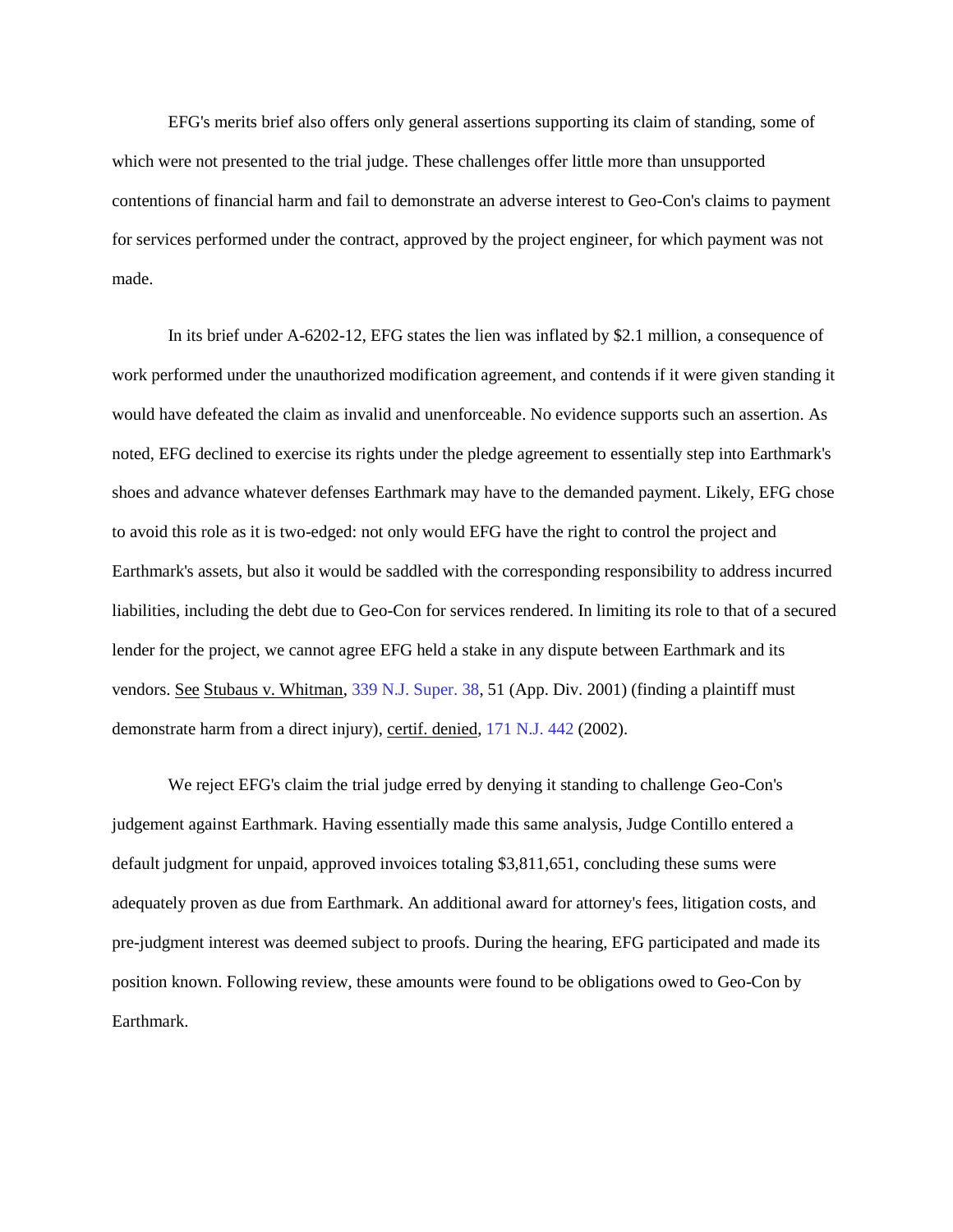EFG's merits brief also offers only general assertions supporting its claim of standing, some of which were not presented to the trial judge. These challenges offer little more than unsupported contentions of financial harm and fail to demonstrate an adverse interest to Geo-Con's claims to payment for services performed under the contract, approved by the project engineer, for which payment was not made.

In its brief under A-6202-12, EFG states the lien was inflated by $2.1 million, a consequence of work performed under the unauthorized modification agreement, and contends if it were given standing it would have defeated the claim as invalid and unenforceable. No evidence supports such an assertion. As noted, EFG declined to exercise its rights under the pledge agreement to essentially step into Earthmark's shoes and advance whatever defenses Earthmark may have to the demanded payment. Likely, EFG chose to avoid this role as it is two-edged: not only would EFG have the right to control the project and Earthmark's assets, but also it would be saddled with the corresponding responsibility to address incurred liabilities, including the debt due to Geo-Con for services rendered. In limiting its role to that of a secured lender for the project, we cannot agree EFG held a stake in any dispute between Earthmark and its vendors. See Stubaus v. Whitman, 339 N.J. Super. 38, 51 (App. Div. 2001) (finding a plaintiff must demonstrate harm from a direct injury), certif. denied, 171 N.J. 442 (2002).

We reject EFG's claim the trial judge erred by denying it standing to challenge Geo-Con's judgement against Earthmark. Having essentially made this same analysis, Judge Contillo entered a default judgment for unpaid, approved invoices totaling $3,811,651, concluding these sums were adequately proven as due from Earthmark. An additional award for attorney's fees, litigation costs, and pre-judgment interest was deemed subject to proofs. During the hearing, EFG participated and made its position known. Following review, these amounts were found to be obligations owed to Geo-Con by Earthmark.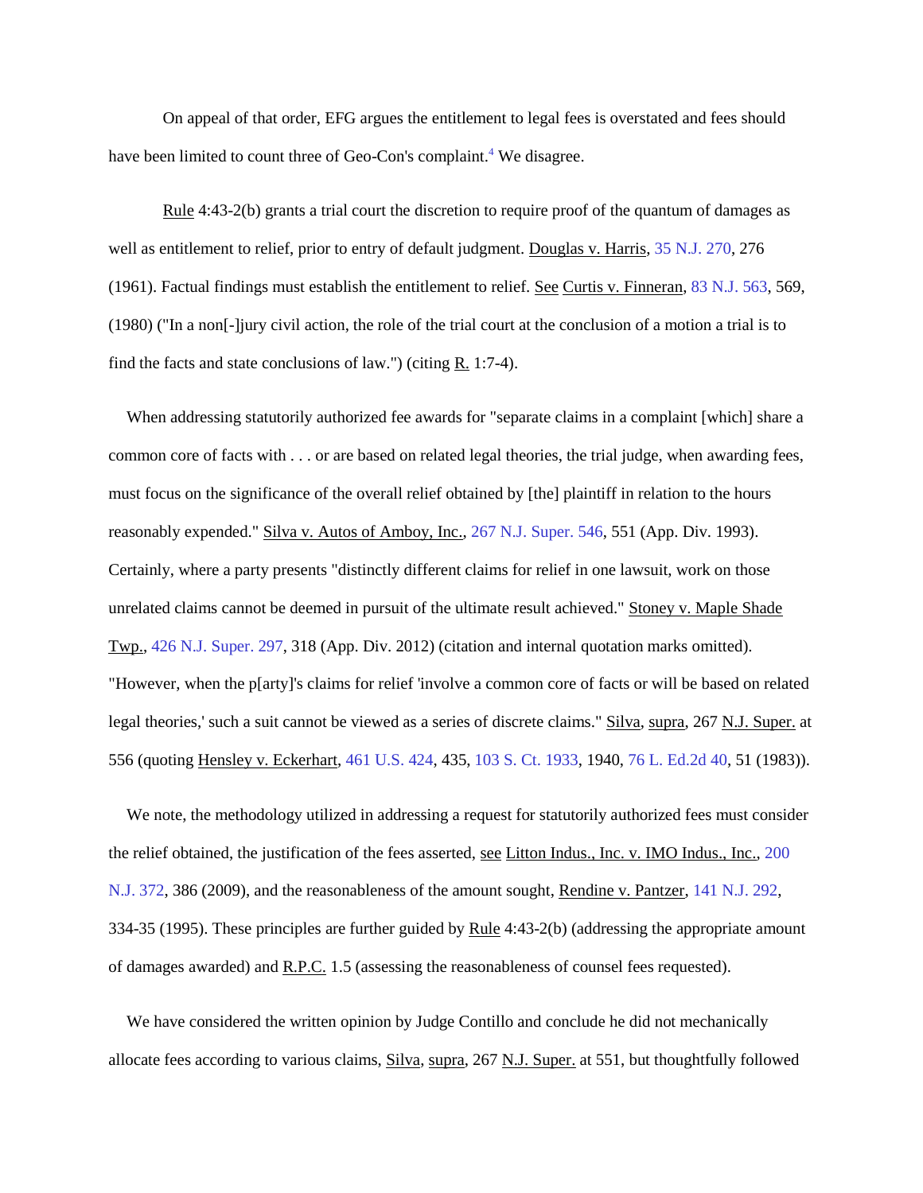On appeal of that order, EFG argues the entitlement to legal fees is overstated and fees should have been limited to count three of Geo-Con's complaint.[4] We disagree.

Rule 4:43-2(b) grants a trial court the discretion to require proof of the quantum of damages as well as entitlement to relief, prior to entry of default judgment. Douglas v. Harris, 35 N.J. 270, 276 (1961). Factual findings must establish the entitlement to relief. See Curtis v. Finneran, 83 N.J. 563, 569, (1980) ("In a non[-]jury civil action, the role of the trial court at the conclusion of a motion a trial is to find the facts and state conclusions of law.") (citing R. 1:7-4).

When addressing statutorily authorized fee awards for "separate claims in a complaint [which] share a common core of facts with . . . or are based on related legal theories, the trial judge, when awarding fees, must focus on the significance of the overall relief obtained by [the] plaintiff in relation to the hours reasonably expended." Silva v. Autos of Amboy, Inc., 267 N.J. Super. 546, 551 (App. Div. 1993). Certainly, where a party presents "distinctly different claims for relief in one lawsuit, work on those unrelated claims cannot be deemed in pursuit of the ultimate result achieved." Stoney v. Maple Shade Twp., 426 N.J. Super. 297, 318 (App. Div. 2012) (citation and internal quotation marks omitted). "However, when the p[arty]'s claims for relief 'involve a common core of facts or will be based on related legal theories,' such a suit cannot be viewed as a series of discrete claims." Silva, supra, 267 N.J. Super. at 556 (quoting Hensley v. Eckerhart, 461 U.S. 424, 435, 103 S. Ct. 1933, 1940, 76 L. Ed.2d 40, 51 (1983)).

We note, the methodology utilized in addressing a request for statutorily authorized fees must consider the relief obtained, the justification of the fees asserted, see Litton Indus., Inc. v. IMO Indus., Inc., 200 N.J. 372, 386 (2009), and the reasonableness of the amount sought, Rendine v. Pantzer, 141 N.J. 292, 334-35 (1995). These principles are further guided by Rule 4:43-2(b) (addressing the appropriate amount of damages awarded) and R.P.C. 1.5 (assessing the reasonableness of counsel fees requested).

We have considered the written opinion by Judge Contillo and conclude he did not mechanically allocate fees according to various claims, Silva, supra, 267 N.J. Super. at 551, but thoughtfully followed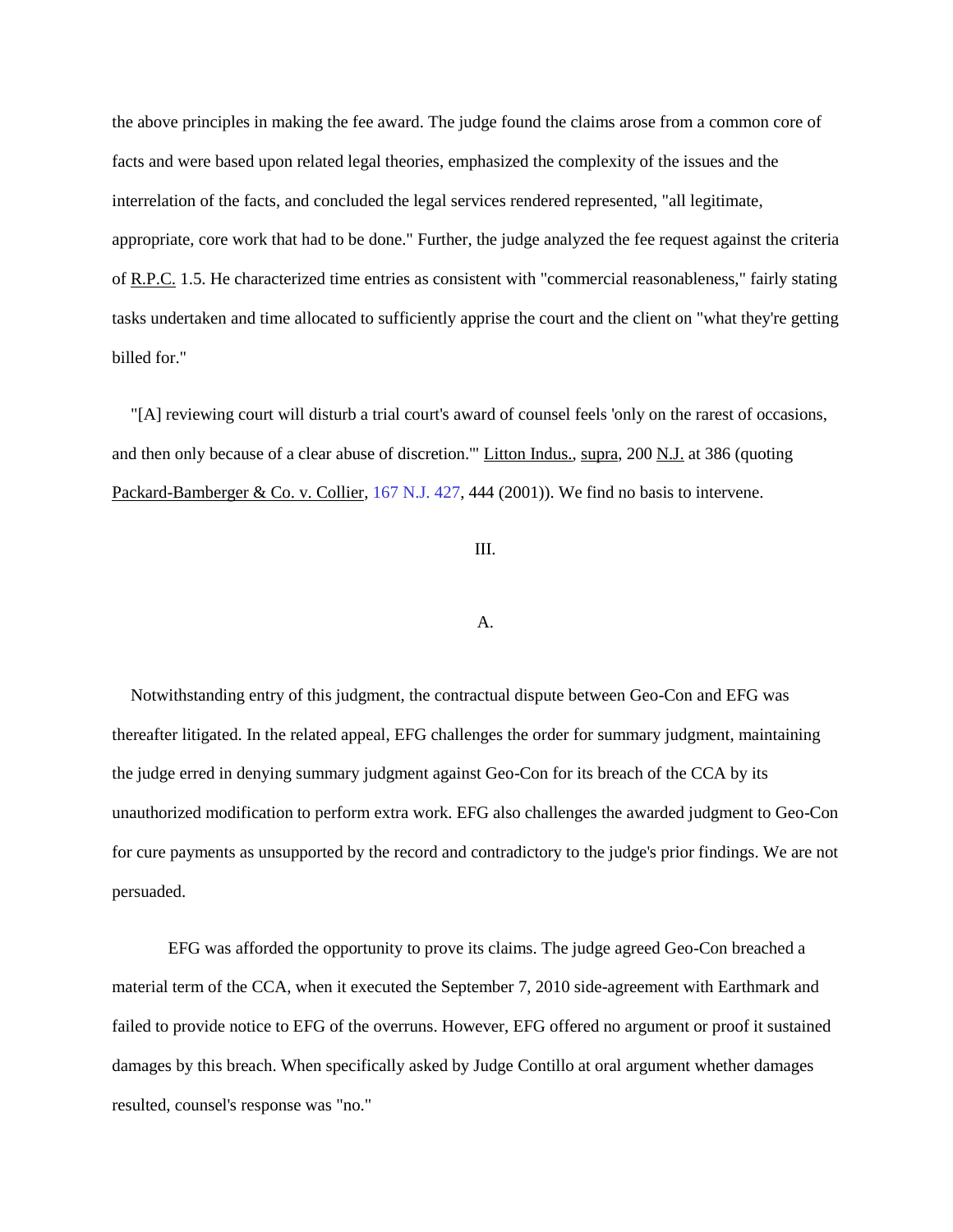the above principles in making the fee award. The judge found the claims arose from a common core of facts and were based upon related legal theories, emphasized the complexity of the issues and the interrelation of the facts, and concluded the legal services rendered represented, "all legitimate, appropriate, core work that had to be done." Further, the judge analyzed the fee request against the criteria of R.P.C. 1.5. He characterized time entries as consistent with "commercial reasonableness," fairly stating tasks undertaken and time allocated to sufficiently apprise the court and the client on "what they're getting billed for."

"[A] reviewing court will disturb a trial court's award of counsel feels 'only on the rarest of occasions, and then only because of a clear abuse of discretion.'" Litton Indus., supra, 200 N.J. at 386 (quoting Packard-Bamberger & Co. v. Collier, 167 N.J. 427, 444 (2001)). We find no basis to intervene.

## III.

### A.

Notwithstanding entry of this judgment, the contractual dispute between Geo-Con and EFG was thereafter litigated. In the related appeal, EFG challenges the order for summary judgment, maintaining the judge erred in denying summary judgment against Geo-Con for its breach of the CCA by its unauthorized modification to perform extra work. EFG also challenges the awarded judgment to Geo-Con for cure payments as unsupported by the record and contradictory to the judge's prior findings. We are not persuaded.

EFG was afforded the opportunity to prove its claims. The judge agreed Geo-Con breached a material term of the CCA, when it executed the September 7, 2010 side-agreement with Earthmark and failed to provide notice to EFG of the overruns. However, EFG offered no argument or proof it sustained damages by this breach. When specifically asked by Judge Contillo at oral argument whether damages resulted, counsel's response was "no."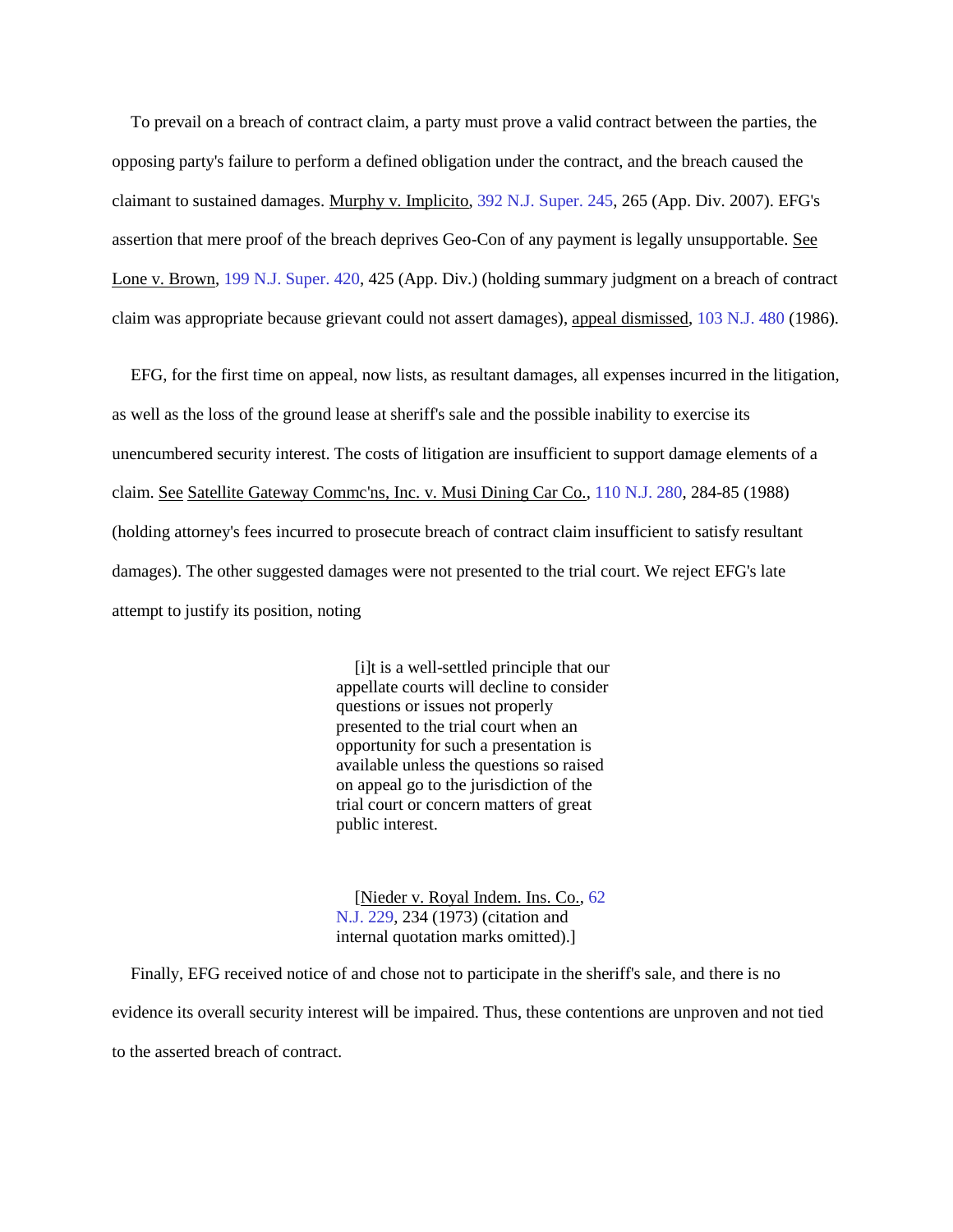To prevail on a breach of contract claim, a party must prove a valid contract between the parties, the opposing party's failure to perform a defined obligation under the contract, and the breach caused the claimant to sustained damages. Murphy v. Implicito, 392 N.J. Super. 245, 265 (App. Div. 2007). EFG's assertion that mere proof of the breach deprives Geo-Con of any payment is legally unsupportable. See Lone v. Brown, 199 N.J. Super. 420, 425 (App. Div.) (holding summary judgment on a breach of contract claim was appropriate because grievant could not assert damages), appeal dismissed, 103 N.J. 480 (1986).

EFG, for the first time on appeal, now lists, as resultant damages, all expenses incurred in the litigation, as well as the loss of the ground lease at sheriff's sale and the possible inability to exercise its unencumbered security interest. The costs of litigation are insufficient to support damage elements of a claim. See Satellite Gateway Commc'ns, Inc. v. Musi Dining Car Co., 110 N.J. 280, 284-85 (1988) (holding attorney's fees incurred to prosecute breach of contract claim insufficient to satisfy resultant damages). The other suggested damages were not presented to the trial court. We reject EFG's late attempt to justify its position, noting

> [i]t is a well-settled principle that our appellate courts will decline to consider questions or issues not properly presented to the trial court when an opportunity for such a presentation is available unless the questions so raised on appeal go to the jurisdiction of the trial court or concern matters of great public interest.
>
> [Nieder v. Royal Indem. Ins. Co., 62 N.J. 229, 234 (1973) (citation and internal quotation marks omitted).]

Finally, EFG received notice of and chose not to participate in the sheriff's sale, and there is no evidence its overall security interest will be impaired. Thus, these contentions are unproven and not tied to the asserted breach of contract.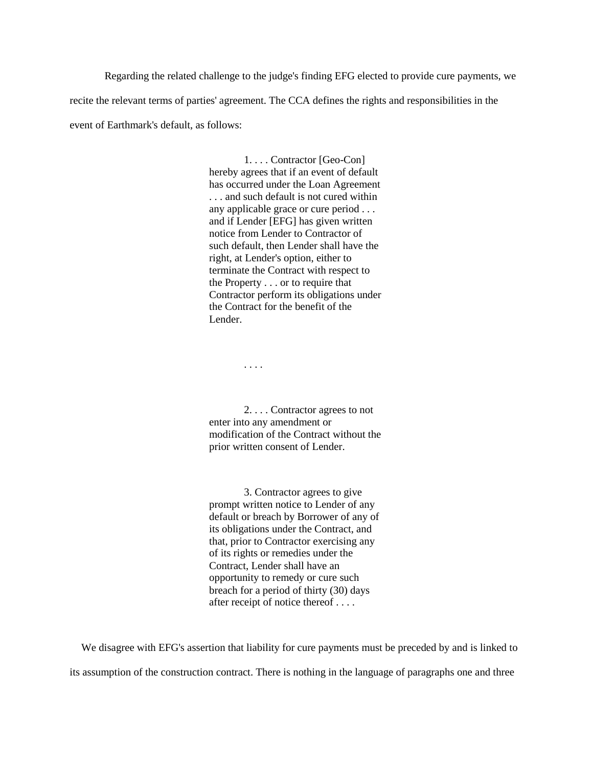Regarding the related challenge to the judge's finding EFG elected to provide cure payments, we recite the relevant terms of parties' agreement. The CCA defines the rights and responsibilities in the event of Earthmark's default, as follows:

> 1. . . . Contractor [Geo-Con] hereby agrees that if an event of default has occurred under the Loan Agreement . . . and such default is not cured within any applicable grace or cure period . . . and if Lender [EFG] has given written notice from Lender to Contractor of such default, then Lender shall have the right, at Lender's option, either to terminate the Contract with respect to the Property . . . or to require that Contractor perform its obligations under the Contract for the benefit of the Lender.
>
> . . . .
>
> 2. . . . Contractor agrees to not enter into any amendment or modification of the Contract without the prior written consent of Lender.
>
> 3. Contractor agrees to give prompt written notice to Lender of any default or breach by Borrower of any of its obligations under the Contract, and that, prior to Contractor exercising any of its rights or remedies under the Contract, Lender shall have an opportunity to remedy or cure such breach for a period of thirty (30) days after receipt of notice thereof . . . .

We disagree with EFG's assertion that liability for cure payments must be preceded by and is linked to its assumption of the construction contract. There is nothing in the language of paragraphs one and three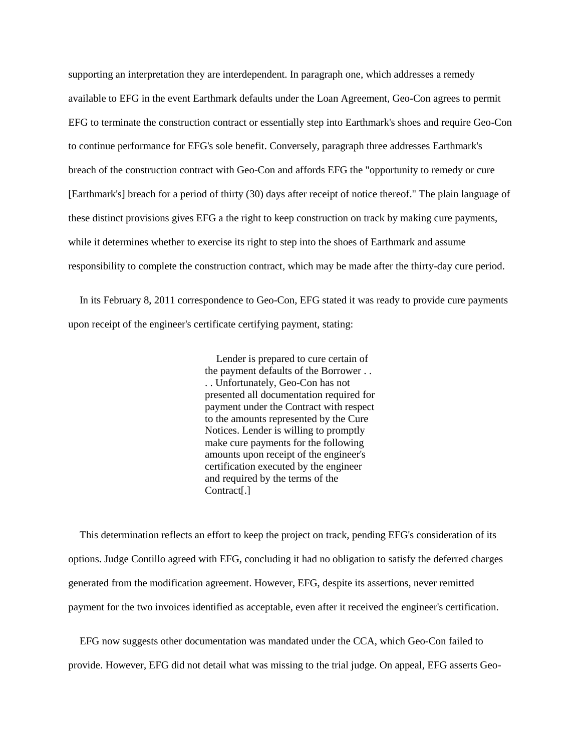supporting an interpretation they are interdependent. In paragraph one, which addresses a remedy available to EFG in the event Earthmark defaults under the Loan Agreement, Geo-Con agrees to permit EFG to terminate the construction contract or essentially step into Earthmark's shoes and require Geo-Con to continue performance for EFG's sole benefit. Conversely, paragraph three addresses Earthmark's breach of the construction contract with Geo-Con and affords EFG the "opportunity to remedy or cure [Earthmark's] breach for a period of thirty (30) days after receipt of notice thereof." The plain language of these distinct provisions gives EFG a the right to keep construction on track by making cure payments, while it determines whether to exercise its right to step into the shoes of Earthmark and assume responsibility to complete the construction contract, which may be made after the thirty-day cure period.

In its February 8, 2011 correspondence to Geo-Con, EFG stated it was ready to provide cure payments upon receipt of the engineer's certificate certifying payment, stating:

> Lender is prepared to cure certain of the payment defaults of the Borrower . . . . Unfortunately, Geo-Con has not presented all documentation required for payment under the Contract with respect to the amounts represented by the Cure Notices. Lender is willing to promptly make cure payments for the following amounts upon receipt of the engineer's certification executed by the engineer and required by the terms of the Contract[.]

This determination reflects an effort to keep the project on track, pending EFG's consideration of its options. Judge Contillo agreed with EFG, concluding it had no obligation to satisfy the deferred charges generated from the modification agreement. However, EFG, despite its assertions, never remitted payment for the two invoices identified as acceptable, even after it received the engineer's certification.

EFG now suggests other documentation was mandated under the CCA, which Geo-Con failed to provide. However, EFG did not detail what was missing to the trial judge. On appeal, EFG asserts Geo-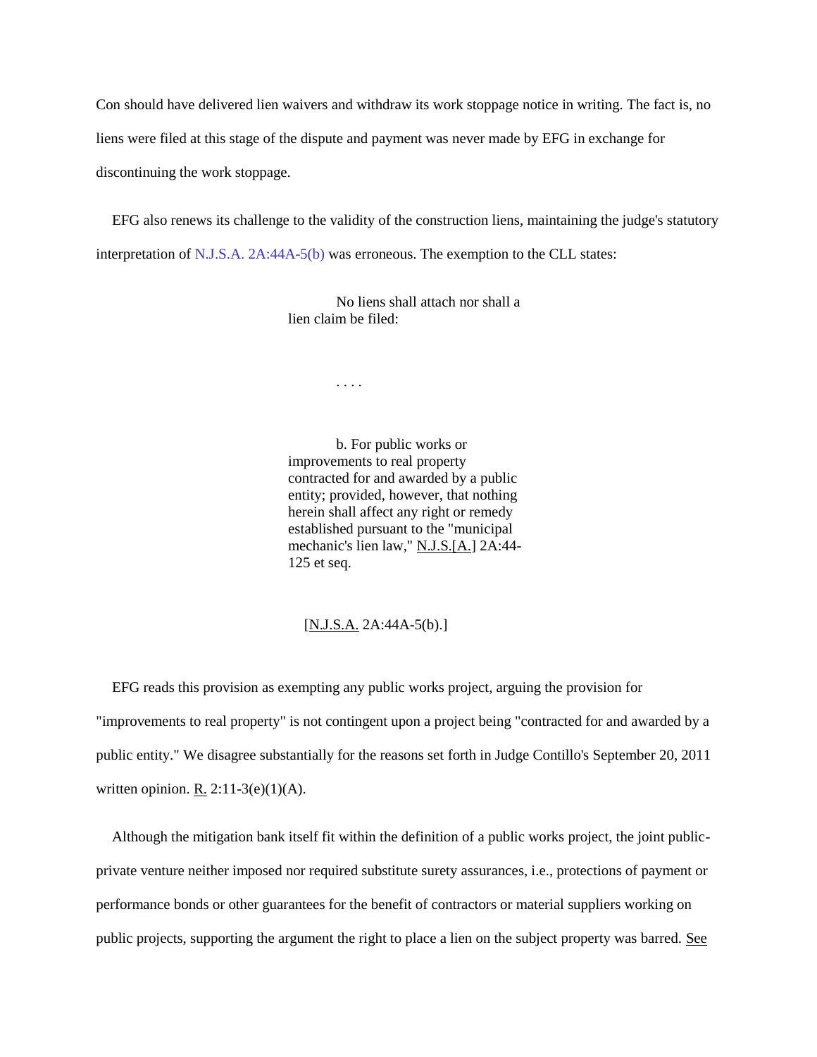Con should have delivered lien waivers and withdraw its work stoppage notice in writing. The fact is, no liens were filed at this stage of the dispute and payment was never made by EFG in exchange for discontinuing the work stoppage.

EFG also renews its challenge to the validity of the construction liens, maintaining the judge's statutory interpretation of N.J.S.A. 2A:44A-5(b) was erroneous. The exemption to the CLL states:

> No liens shall attach nor shall a lien claim be filed:
>
> . . . .
>
> b. For public works or improvements to real property contracted for and awarded by a public entity; provided, however, that nothing herein shall affect any right or remedy established pursuant to the "municipal mechanic's lien law," N.J.S.[A.] 2A:44-125 et seq.
>
> [N.J.S.A. 2A:44A-5(b).]

EFG reads this provision as exempting any public works project, arguing the provision for "improvements to real property" is not contingent upon a project being "contracted for and awarded by a public entity." We disagree substantially for the reasons set forth in Judge Contillo's September 20, 2011 written opinion. R. 2:11-3(e)(1)(A).

Although the mitigation bank itself fit within the definition of a public works project, the joint public-private venture neither imposed nor required substitute surety assurances, i.e., protections of payment or performance bonds or other guarantees for the benefit of contractors or material suppliers working on public projects, supporting the argument the right to place a lien on the subject property was barred. See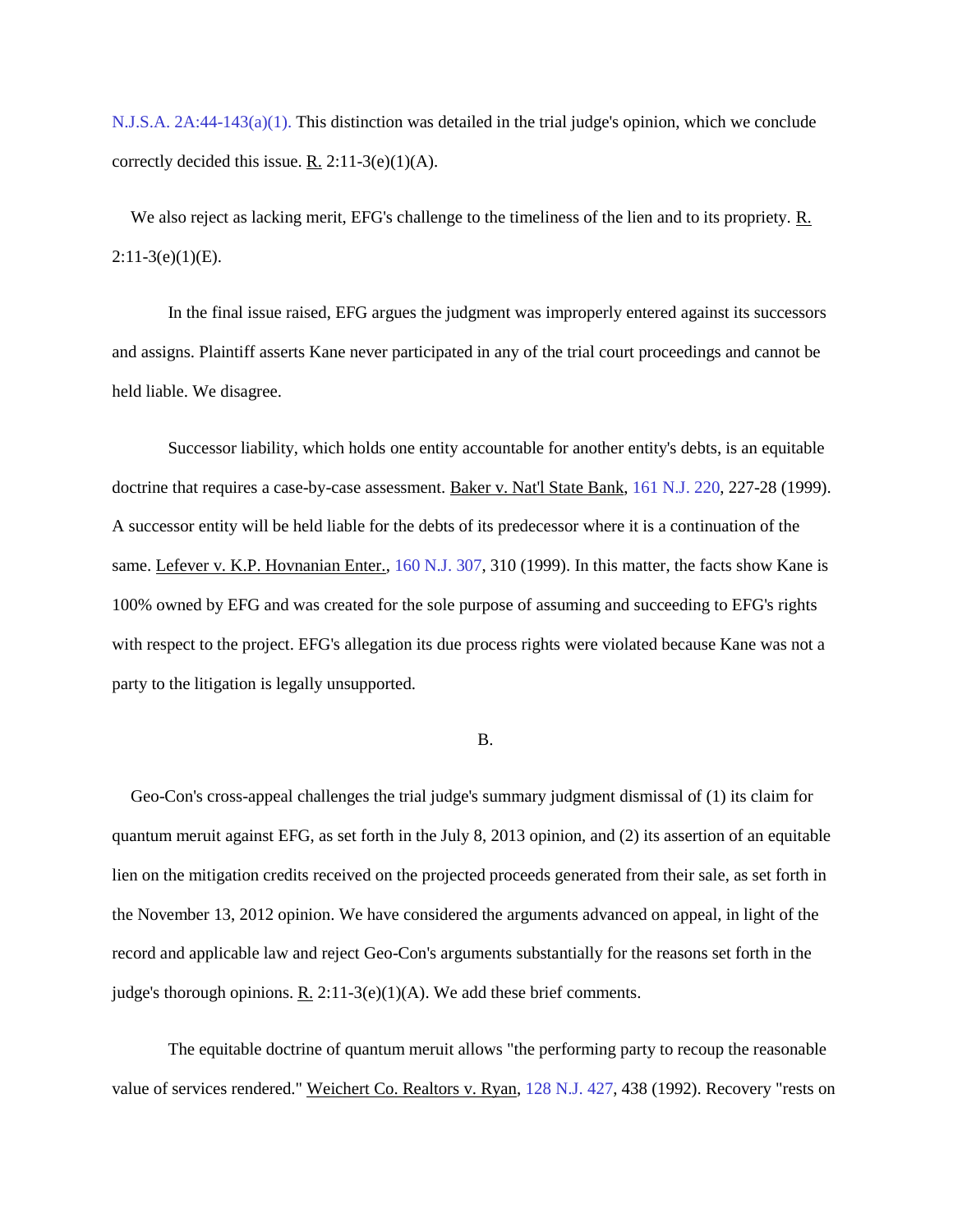N.J.S.A. 2A:44-143(a)(1). This distinction was detailed in the trial judge's opinion, which we conclude correctly decided this issue. R. 2:11-3(e)(1)(A).

We also reject as lacking merit, EFG's challenge to the timeliness of the lien and to its propriety. R. 2:11-3(e)(1)(E).

In the final issue raised, EFG argues the judgment was improperly entered against its successors and assigns. Plaintiff asserts Kane never participated in any of the trial court proceedings and cannot be held liable. We disagree.

Successor liability, which holds one entity accountable for another entity's debts, is an equitable doctrine that requires a case-by-case assessment. Baker v. Nat'l State Bank, 161 N.J. 220, 227-28 (1999). A successor entity will be held liable for the debts of its predecessor where it is a continuation of the same. Lefever v. K.P. Hovnanian Enter., 160 N.J. 307, 310 (1999). In this matter, the facts show Kane is 100% owned by EFG and was created for the sole purpose of assuming and succeeding to EFG's rights with respect to the project. EFG's allegation its due process rights were violated because Kane was not a party to the litigation is legally unsupported.

B.

Geo-Con's cross-appeal challenges the trial judge's summary judgment dismissal of (1) its claim for quantum meruit against EFG, as set forth in the July 8, 2013 opinion, and (2) its assertion of an equitable lien on the mitigation credits received on the projected proceeds generated from their sale, as set forth in the November 13, 2012 opinion. We have considered the arguments advanced on appeal, in light of the record and applicable law and reject Geo-Con's arguments substantially for the reasons set forth in the judge's thorough opinions. R. 2:11-3(e)(1)(A). We add these brief comments.

The equitable doctrine of quantum meruit allows "the performing party to recoup the reasonable value of services rendered." Weichert Co. Realtors v. Ryan, 128 N.J. 427, 438 (1992). Recovery "rests on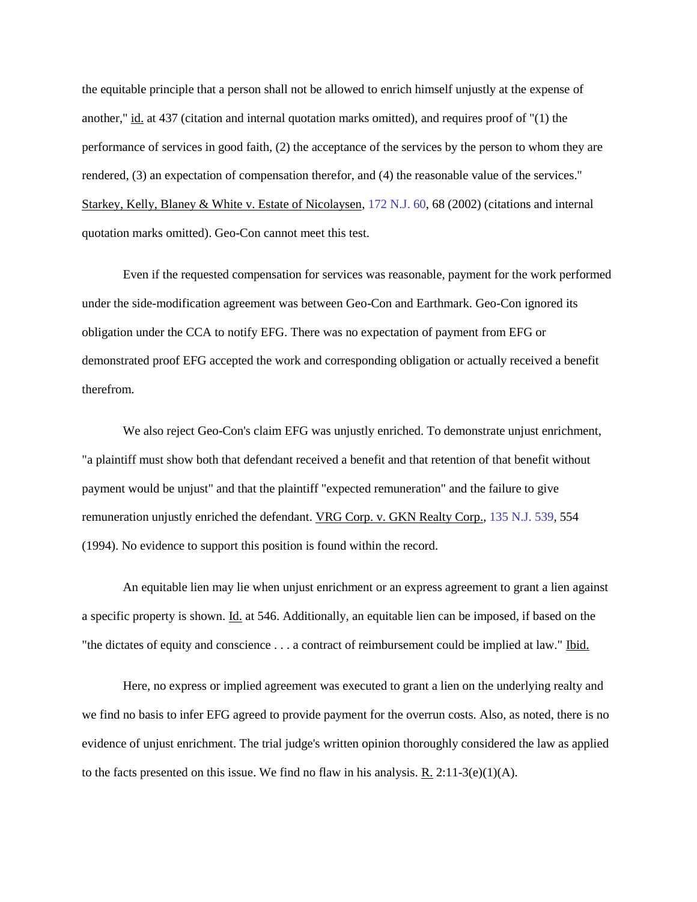the equitable principle that a person shall not be allowed to enrich himself unjustly at the expense of another," id. at 437 (citation and internal quotation marks omitted), and requires proof of "(1) the performance of services in good faith, (2) the acceptance of the services by the person to whom they are rendered, (3) an expectation of compensation therefor, and (4) the reasonable value of the services." Starkey, Kelly, Blaney & White v. Estate of Nicolaysen, 172 N.J. 60, 68 (2002) (citations and internal quotation marks omitted). Geo-Con cannot meet this test.

Even if the requested compensation for services was reasonable, payment for the work performed under the side-modification agreement was between Geo-Con and Earthmark. Geo-Con ignored its obligation under the CCA to notify EFG. There was no expectation of payment from EFG or demonstrated proof EFG accepted the work and corresponding obligation or actually received a benefit therefrom.

We also reject Geo-Con's claim EFG was unjustly enriched. To demonstrate unjust enrichment, "a plaintiff must show both that defendant received a benefit and that retention of that benefit without payment would be unjust" and that the plaintiff "expected remuneration" and the failure to give remuneration unjustly enriched the defendant. VRG Corp. v. GKN Realty Corp., 135 N.J. 539, 554 (1994). No evidence to support this position is found within the record.

An equitable lien may lie when unjust enrichment or an express agreement to grant a lien against a specific property is shown. Id. at 546. Additionally, an equitable lien can be imposed, if based on the "the dictates of equity and conscience . . . a contract of reimbursement could be implied at law." Ibid.

Here, no express or implied agreement was executed to grant a lien on the underlying realty and we find no basis to infer EFG agreed to provide payment for the overrun costs. Also, as noted, there is no evidence of unjust enrichment. The trial judge's written opinion thoroughly considered the law as applied to the facts presented on this issue. We find no flaw in his analysis. R. 2:11-3(e)(1)(A).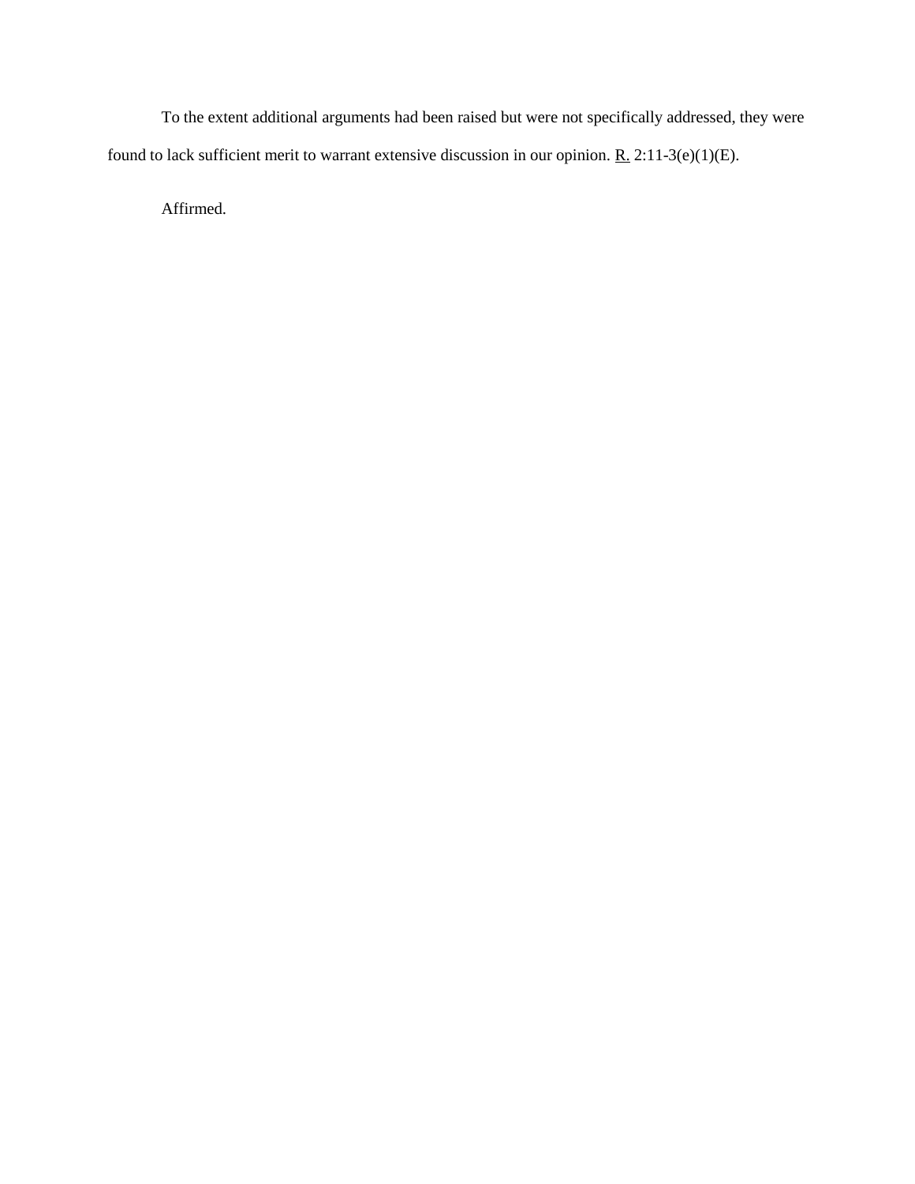To the extent additional arguments had been raised but were not specifically addressed, they were found to lack sufficient merit to warrant extensive discussion in our opinion. R. 2:11-3(e)(1)(E).

Affirmed.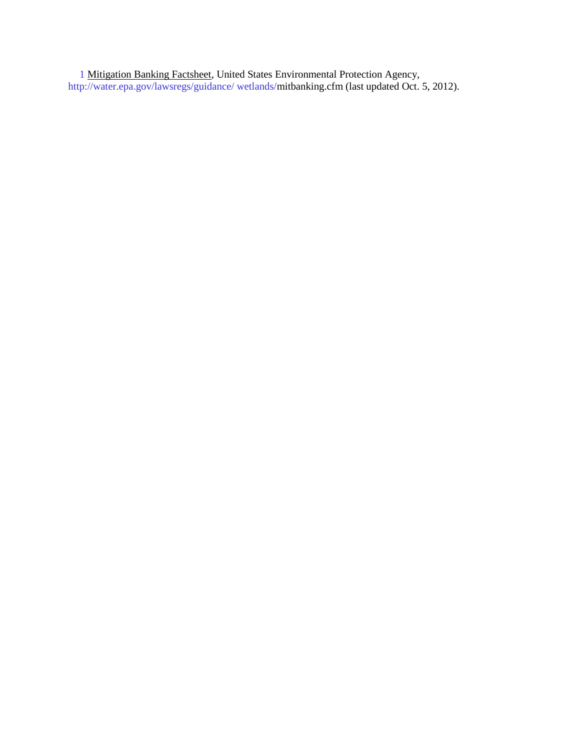[1] Mitigation Banking Factsheet, United States Environmental Protection Agency, http://water.epa.gov/lawsregs/guidance/ wetlands/mitbanking.cfm (last updated Oct. 5, 2012).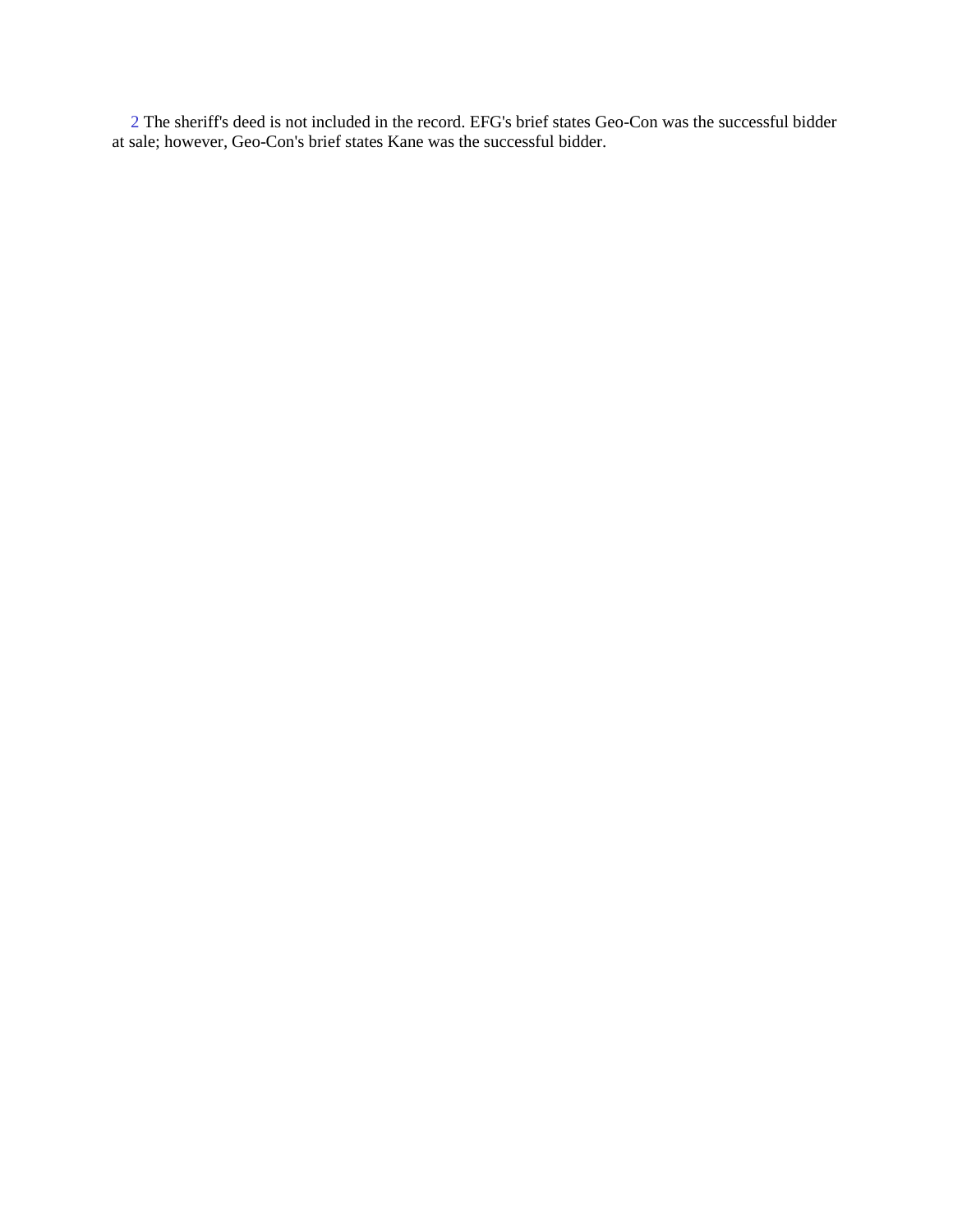[2] The sheriff's deed is not included in the record. EFG's brief states Geo-Con was the successful bidder at sale; however, Geo-Con's brief states Kane was the successful bidder.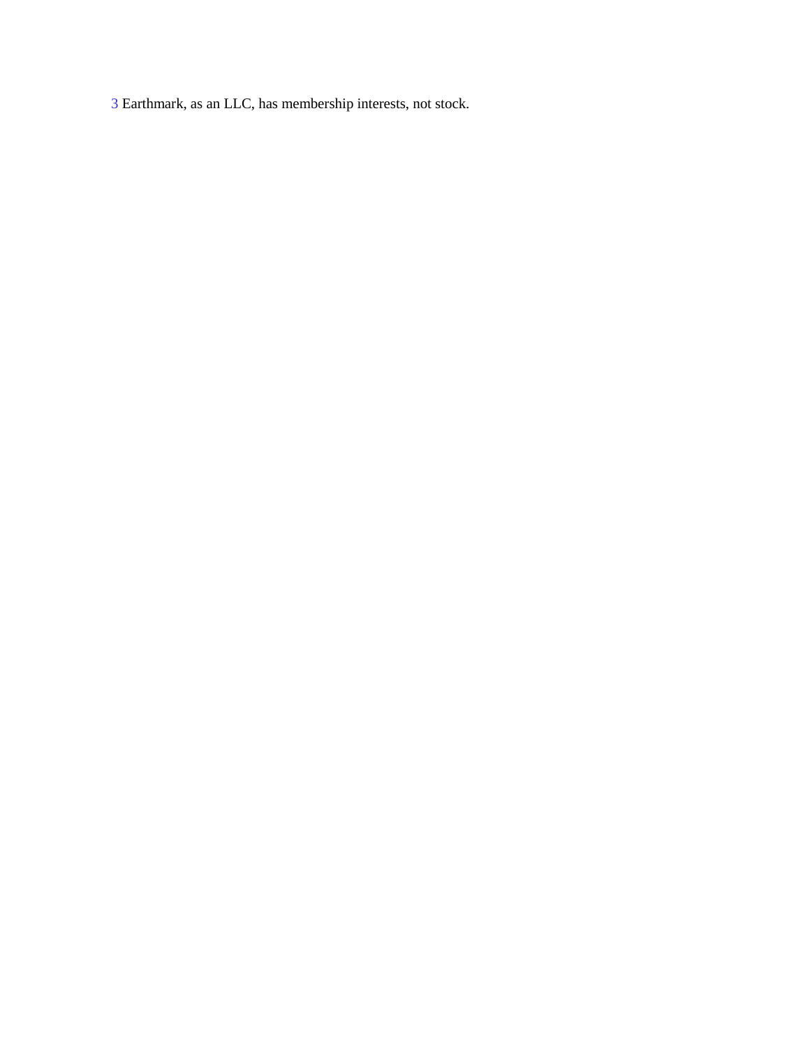[3] Earthmark, as an LLC, has membership interests, not stock.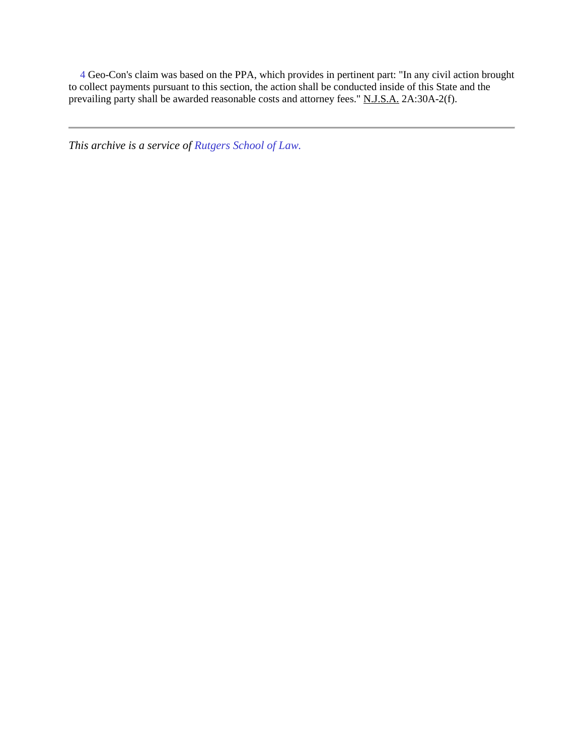4 Geo-Con's claim was based on the PPA, which provides in pertinent part: "In any civil action brought to collect payments pursuant to this section, the action shall be conducted inside of this State and the prevailing party shall be awarded reasonable costs and attorney fees." N.J.S.A. 2A:30A-2(f).

---

*This archive is a service of Rutgers School of Law.*